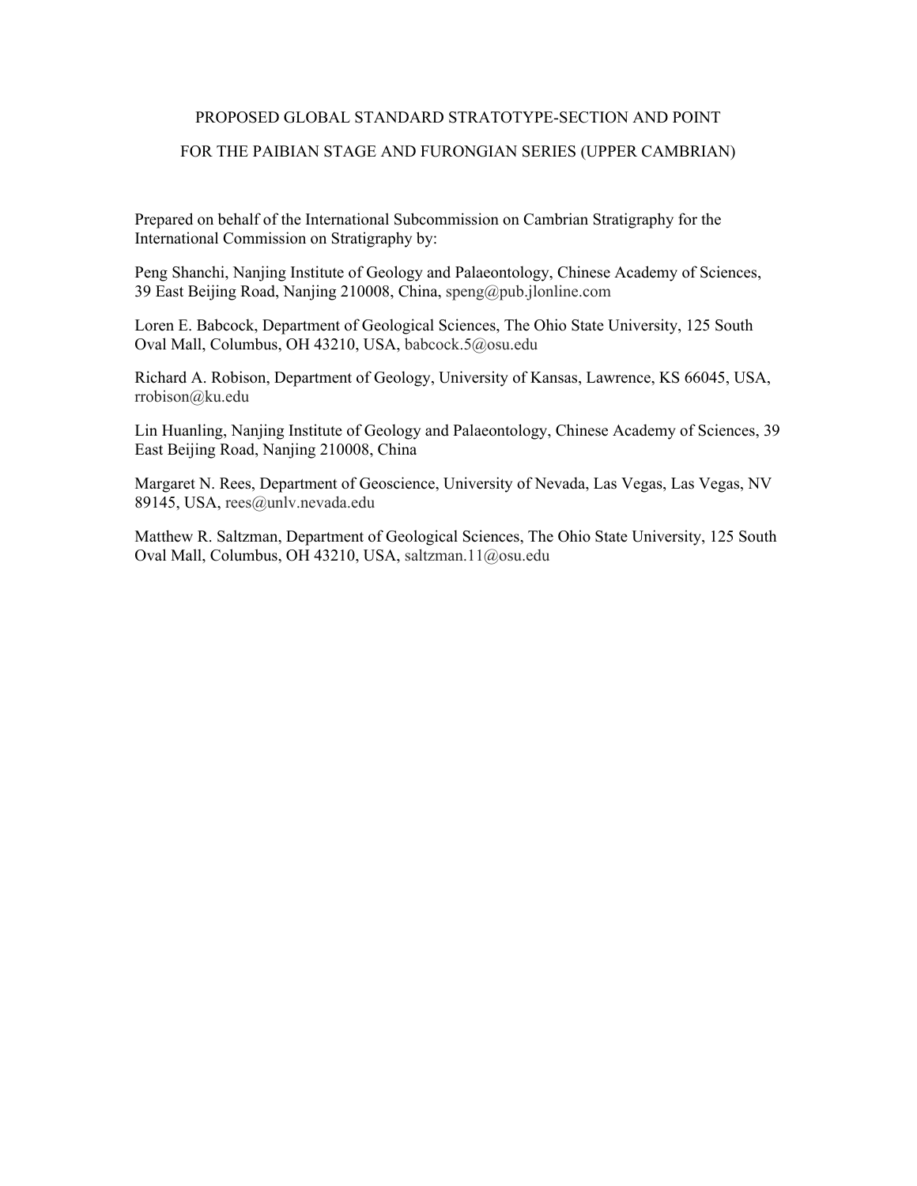# PROPOSED GLOBAL STANDARD STRATOTYPE-SECTION AND POINT FOR THE PAIBIAN STAGE AND FURONGIAN SERIES (UPPER CAMBRIAN)

Prepared on behalf of the International Subcommission on Cambrian Stratigraphy for the International Commission on Stratigraphy by:

Peng Shanchi, Nanjing Institute of Geology and Palaeontology, Chinese Academy of Sciences, 39 East Beijing Road, Nanjing 210008, China, speng@pub.jlonline.com

Loren E. Babcock, Department of Geological Sciences, The Ohio State University, 125 South Oval Mall, Columbus, OH 43210, USA, babcock.5@osu.edu

Richard A. Robison, Department of Geology, University of Kansas, Lawrence, KS 66045, USA, rrobison@ku.edu

Lin Huanling, Nanjing Institute of Geology and Palaeontology, Chinese Academy of Sciences, 39 East Beijing Road, Nanjing 210008, China

Margaret N. Rees, Department of Geoscience, University of Nevada, Las Vegas, Las Vegas, NV 89145, USA, rees@unlv.nevada.edu

Matthew R. Saltzman, Department of Geological Sciences, The Ohio State University, 125 South Oval Mall, Columbus, OH 43210, USA, saltzman.11@osu.edu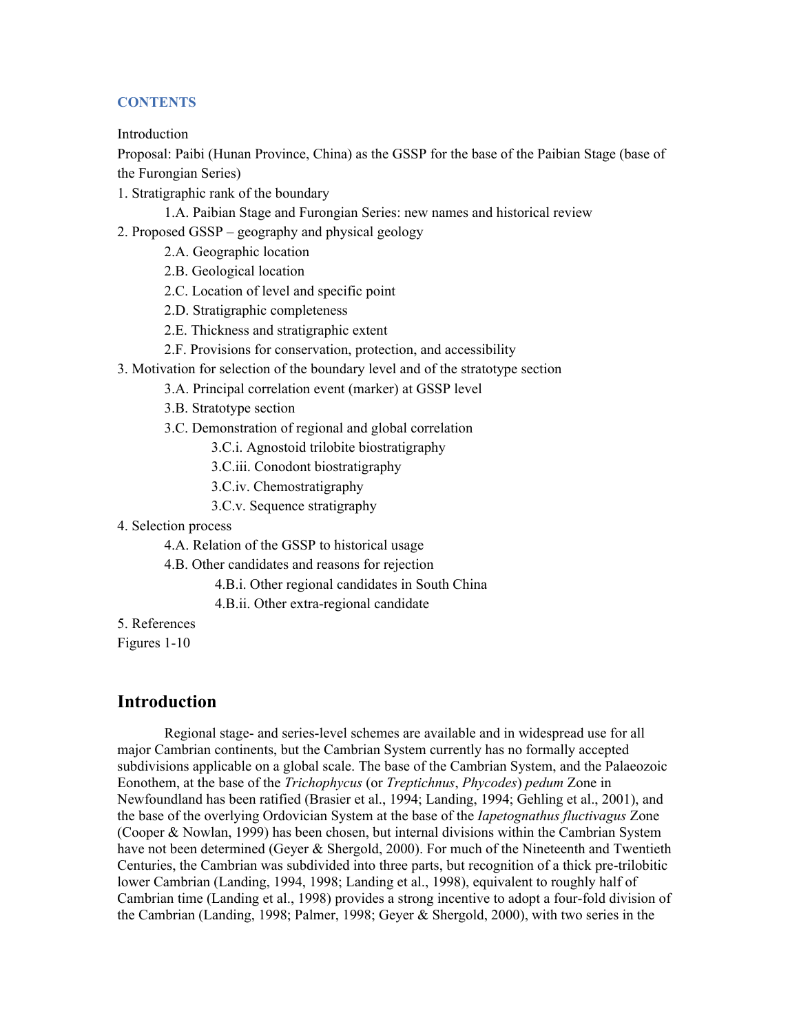### CONTENTS

Introduction

Proposal: Paibi (Hunan Province, China) as the GSSP for the base of the Paibian Stage (base of the Furongian Series)

1. Stratigraphic rank of the boundary
    - 1.A. Paibian Stage and Furongian Series: new names and historical review
2. Proposed GSSP – geography and physical geology
    - 2.A. Geographic location
    - 2.B. Geological location
    - 2.C. Location of level and specific point
    - 2.D. Stratigraphic completeness
    - 2.E. Thickness and stratigraphic extent
    - 2.F. Provisions for conservation, protection, and accessibility
3. Motivation for selection of the boundary level and of the stratotype section
    - 3.A. Principal correlation event (marker) at GSSP level
    - 3.B. Stratotype section
    - 3.C. Demonstration of regional and global correlation
        - 3.C.i. Agnostoid trilobite biostratigraphy
        - 3.C.iii. Conodont biostratigraphy
        - 3.C.iv. Chemostratigraphy
        - 3.C.v. Sequence stratigraphy
4. Selection process
    - 4.A. Relation of the GSSP to historical usage
    - 4.B. Other candidates and reasons for rejection
        - 4.B.i. Other regional candidates in South China
        - 4.B.ii. Other extra-regional candidate
5. References

Figures 1-10

## Introduction

Regional stage- and series-level schemes are available and in widespread use for all major Cambrian continents, but the Cambrian System currently has no formally accepted subdivisions applicable on a global scale. The base of the Cambrian System, and the Palaeozoic Eonothem, at the base of the *Trichophycus* (or *Treptichnus*, *Phycodes*) *pedum* Zone in Newfoundland has been ratified (Brasier et al., 1994; Landing, 1994; Gehling et al., 2001), and the base of the overlying Ordovician System at the base of the *Iapetognathus fluctivagus* Zone (Cooper & Nowlan, 1999) has been chosen, but internal divisions within the Cambrian System have not been determined (Geyer & Shergold, 2000). For much of the Nineteenth and Twentieth Centuries, the Cambrian was subdivided into three parts, but recognition of a thick pre-trilobitic lower Cambrian (Landing, 1994, 1998; Landing et al., 1998), equivalent to roughly half of Cambrian time (Landing et al., 1998) provides a strong incentive to adopt a four-fold division of the Cambrian (Landing, 1998; Palmer, 1998; Geyer & Shergold, 2000), with two series in the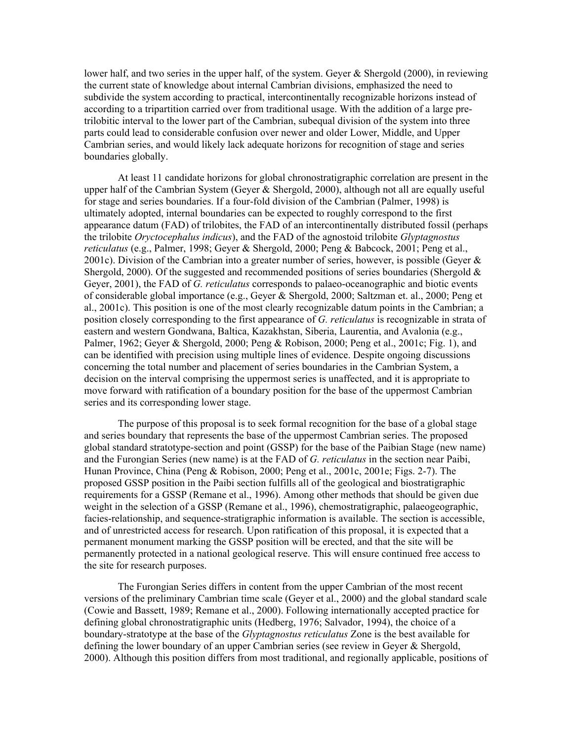lower half, and two series in the upper half, of the system. Geyer & Shergold (2000), in reviewing the current state of knowledge about internal Cambrian divisions, emphasized the need to subdivide the system according to practical, intercontinentally recognizable horizons instead of according to a tripartition carried over from traditional usage. With the addition of a large pre-trilobitic interval to the lower part of the Cambrian, subequal division of the system into three parts could lead to considerable confusion over newer and older Lower, Middle, and Upper Cambrian series, and would likely lack adequate horizons for recognition of stage and series boundaries globally.

At least 11 candidate horizons for global chronostratigraphic correlation are present in the upper half of the Cambrian System (Geyer & Shergold, 2000), although not all are equally useful for stage and series boundaries. If a four-fold division of the Cambrian (Palmer, 1998) is ultimately adopted, internal boundaries can be expected to roughly correspond to the first appearance datum (FAD) of trilobites, the FAD of an intercontinentally distributed fossil (perhaps the trilobite *Oryctocephalus indicus*), and the FAD of the agnostoid trilobite *Glyptagnostus reticulatus* (e.g., Palmer, 1998; Geyer & Shergold, 2000; Peng & Babcock, 2001; Peng et al., 2001c). Division of the Cambrian into a greater number of series, however, is possible (Geyer & Shergold, 2000). Of the suggested and recommended positions of series boundaries (Shergold & Geyer, 2001), the FAD of *G. reticulatus* corresponds to palaeo-oceanographic and biotic events of considerable global importance (e.g., Geyer & Shergold, 2000; Saltzman et. al., 2000; Peng et al., 2001c). This position is one of the most clearly recognizable datum points in the Cambrian; a position closely corresponding to the first appearance of *G. reticulatus* is recognizable in strata of eastern and western Gondwana, Baltica, Kazakhstan, Siberia, Laurentia, and Avalonia (e.g., Palmer, 1962; Geyer & Shergold, 2000; Peng & Robison, 2000; Peng et al., 2001c; Fig. 1), and can be identified with precision using multiple lines of evidence. Despite ongoing discussions concerning the total number and placement of series boundaries in the Cambrian System, a decision on the interval comprising the uppermost series is unaffected, and it is appropriate to move forward with ratification of a boundary position for the base of the uppermost Cambrian series and its corresponding lower stage.

The purpose of this proposal is to seek formal recognition for the base of a global stage and series boundary that represents the base of the uppermost Cambrian series. The proposed global standard stratotype-section and point (GSSP) for the base of the Paibian Stage (new name) and the Furongian Series (new name) is at the FAD of *G. reticulatus* in the section near Paibi, Hunan Province, China (Peng & Robison, 2000; Peng et al., 2001c, 2001e; Figs. 2-7). The proposed GSSP position in the Paibi section fulfills all of the geological and biostratigraphic requirements for a GSSP (Remane et al., 1996). Among other methods that should be given due weight in the selection of a GSSP (Remane et al., 1996), chemostratigraphic, palaeogeographic, facies-relationship, and sequence-stratigraphic information is available. The section is accessible, and of unrestricted access for research. Upon ratification of this proposal, it is expected that a permanent monument marking the GSSP position will be erected, and that the site will be permanently protected in a national geological reserve. This will ensure continued free access to the site for research purposes.

The Furongian Series differs in content from the upper Cambrian of the most recent versions of the preliminary Cambrian time scale (Geyer et al., 2000) and the global standard scale (Cowie and Bassett, 1989; Remane et al., 2000). Following internationally accepted practice for defining global chronostratigraphic units (Hedberg, 1976; Salvador, 1994), the choice of a boundary-stratotype at the base of the *Glyptagnostus reticulatus* Zone is the best available for defining the lower boundary of an upper Cambrian series (see review in Geyer & Shergold, 2000). Although this position differs from most traditional, and regionally applicable, positions of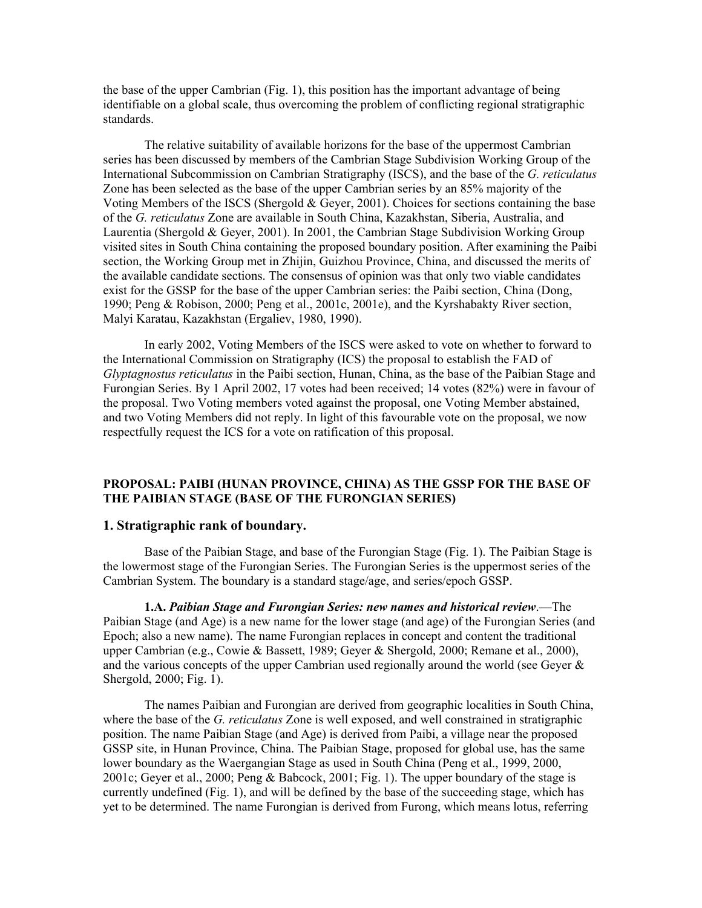the base of the upper Cambrian (Fig. 1), this position has the important advantage of being identifiable on a global scale, thus overcoming the problem of conflicting regional stratigraphic standards.

The relative suitability of available horizons for the base of the uppermost Cambrian series has been discussed by members of the Cambrian Stage Subdivision Working Group of the International Subcommission on Cambrian Stratigraphy (ISCS), and the base of the *G. reticulatus* Zone has been selected as the base of the upper Cambrian series by an 85% majority of the Voting Members of the ISCS (Shergold & Geyer, 2001). Choices for sections containing the base of the *G. reticulatus* Zone are available in South China, Kazakhstan, Siberia, Australia, and Laurentia (Shergold & Geyer, 2001). In 2001, the Cambrian Stage Subdivision Working Group visited sites in South China containing the proposed boundary position. After examining the Paibi section, the Working Group met in Zhijin, Guizhou Province, China, and discussed the merits of the available candidate sections. The consensus of opinion was that only two viable candidates exist for the GSSP for the base of the upper Cambrian series: the Paibi section, China (Dong, 1990; Peng & Robison, 2000; Peng et al., 2001c, 2001e), and the Kyrshabakty River section, Malyi Karatau, Kazakhstan (Ergaliev, 1980, 1990).

In early 2002, Voting Members of the ISCS were asked to vote on whether to forward to the International Commission on Stratigraphy (ICS) the proposal to establish the FAD of *Glyptagnostus reticulatus* in the Paibi section, Hunan, China, as the base of the Paibian Stage and Furongian Series. By 1 April 2002, 17 votes had been received; 14 votes (82%) were in favour of the proposal. Two Voting members voted against the proposal, one Voting Member abstained, and two Voting Members did not reply. In light of this favourable vote on the proposal, we now respectfully request the ICS for a vote on ratification of this proposal.

**PROPOSAL: PAIBI (HUNAN PROVINCE, CHINA) AS THE GSSP FOR THE BASE OF THE PAIBIAN STAGE (BASE OF THE FURONGIAN SERIES)**

## 1. Stratigraphic rank of boundary.

Base of the Paibian Stage, and base of the Furongian Stage (Fig. 1). The Paibian Stage is the lowermost stage of the Furongian Series. The Furongian Series is the uppermost series of the Cambrian System. The boundary is a standard stage/age, and series/epoch GSSP.

**1.A.** ***Paibian Stage and Furongian Series: new names and historical review***.—The Paibian Stage (and Age) is a new name for the lower stage (and age) of the Furongian Series (and Epoch; also a new name). The name Furongian replaces in concept and content the traditional upper Cambrian (e.g., Cowie & Bassett, 1989; Geyer & Shergold, 2000; Remane et al., 2000), and the various concepts of the upper Cambrian used regionally around the world (see Geyer & Shergold, 2000; Fig. 1).

The names Paibian and Furongian are derived from geographic localities in South China, where the base of the *G. reticulatus* Zone is well exposed, and well constrained in stratigraphic position. The name Paibian Stage (and Age) is derived from Paibi, a village near the proposed GSSP site, in Hunan Province, China. The Paibian Stage, proposed for global use, has the same lower boundary as the Waergangian Stage as used in South China (Peng et al., 1999, 2000, 2001c; Geyer et al., 2000; Peng & Babcock, 2001; Fig. 1). The upper boundary of the stage is currently undefined (Fig. 1), and will be defined by the base of the succeeding stage, which has yet to be determined. The name Furongian is derived from Furong, which means lotus, referring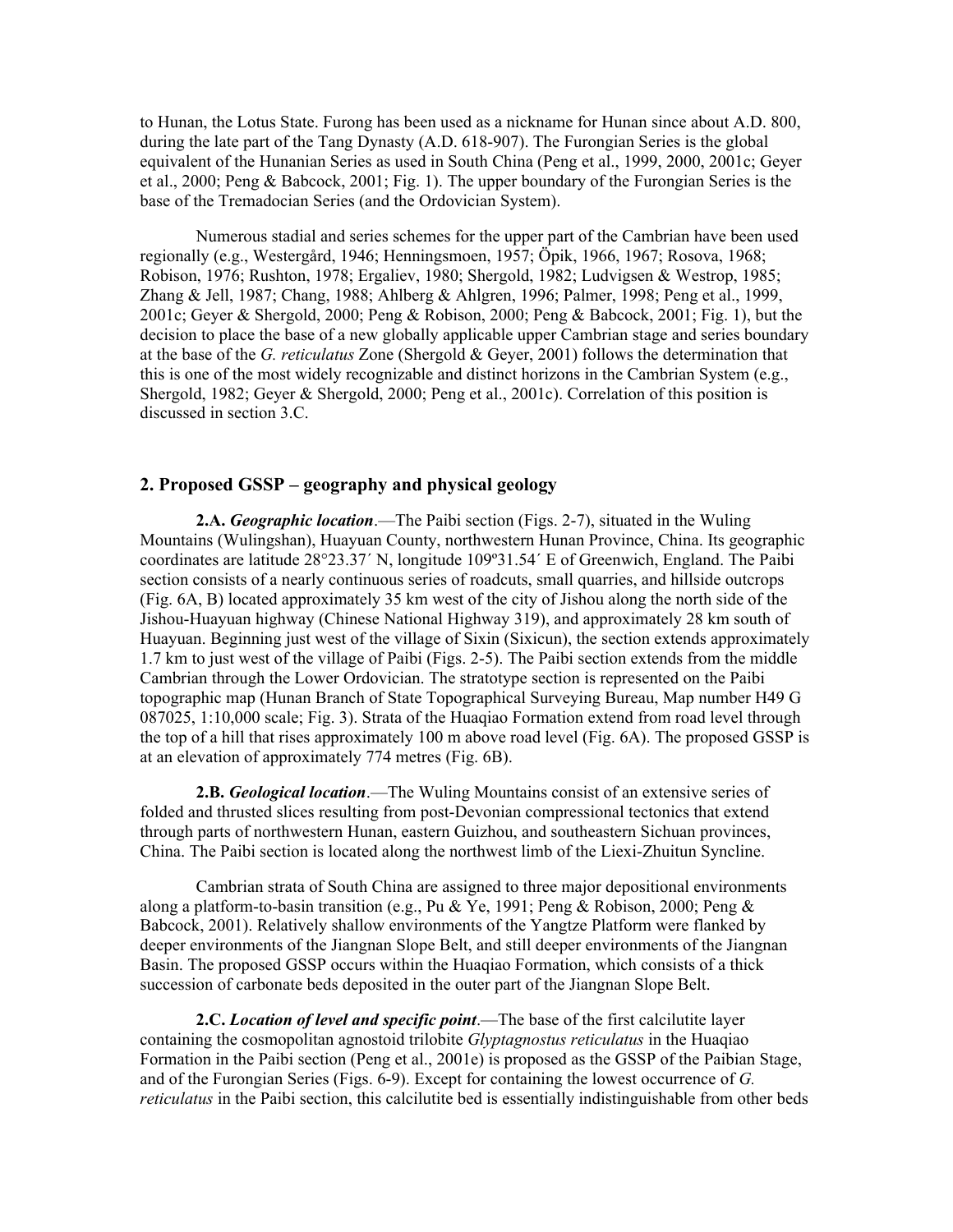to Hunan, the Lotus State. Furong has been used as a nickname for Hunan since about A.D. 800, during the late part of the Tang Dynasty (A.D. 618-907). The Furongian Series is the global equivalent of the Hunanian Series as used in South China (Peng et al., 1999, 2000, 2001c; Geyer et al., 2000; Peng & Babcock, 2001; Fig. 1). The upper boundary of the Furongian Series is the base of the Tremadocian Series (and the Ordovician System).

Numerous stadial and series schemes for the upper part of the Cambrian have been used regionally (e.g., Westergård, 1946; Henningsmoen, 1957; Öpik, 1966, 1967; Rosova, 1968; Robison, 1976; Rushton, 1978; Ergaliev, 1980; Shergold, 1982; Ludvigsen & Westrop, 1985; Zhang & Jell, 1987; Chang, 1988; Ahlberg & Ahlgren, 1996; Palmer, 1998; Peng et al., 1999, 2001c; Geyer & Shergold, 2000; Peng & Robison, 2000; Peng & Babcock, 2001; Fig. 1), but the decision to place the base of a new globally applicable upper Cambrian stage and series boundary at the base of the *G. reticulatus* Zone (Shergold & Geyer, 2001) follows the determination that this is one of the most widely recognizable and distinct horizons in the Cambrian System (e.g., Shergold, 1982; Geyer & Shergold, 2000; Peng et al., 2001c). Correlation of this position is discussed in section 3.C.

## 2. Proposed GSSP – geography and physical geology

**2.A.** ***Geographic location***.—The Paibi section (Figs. 2-7), situated in the Wuling Mountains (Wulingshan), Huayuan County, northwestern Hunan Province, China. Its geographic coordinates are latitude 28°23.37´ N, longitude 109º31.54´ E of Greenwich, England. The Paibi section consists of a nearly continuous series of roadcuts, small quarries, and hillside outcrops (Fig. 6A, B) located approximately 35 km west of the city of Jishou along the north side of the Jishou-Huayuan highway (Chinese National Highway 319), and approximately 28 km south of Huayuan. Beginning just west of the village of Sixin (Sixicun), the section extends approximately 1.7 km to just west of the village of Paibi (Figs. 2-5). The Paibi section extends from the middle Cambrian through the Lower Ordovician. The stratotype section is represented on the Paibi topographic map (Hunan Branch of State Topographical Surveying Bureau, Map number H49 G 087025, 1:10,000 scale; Fig. 3). Strata of the Huaqiao Formation extend from road level through the top of a hill that rises approximately 100 m above road level (Fig. 6A). The proposed GSSP is at an elevation of approximately 774 metres (Fig. 6B).

**2.B.** ***Geological location***.—The Wuling Mountains consist of an extensive series of folded and thrusted slices resulting from post-Devonian compressional tectonics that extend through parts of northwestern Hunan, eastern Guizhou, and southeastern Sichuan provinces, China. The Paibi section is located along the northwest limb of the Liexi-Zhuitun Syncline.

Cambrian strata of South China are assigned to three major depositional environments along a platform-to-basin transition (e.g., Pu & Ye, 1991; Peng & Robison, 2000; Peng & Babcock, 2001). Relatively shallow environments of the Yangtze Platform were flanked by deeper environments of the Jiangnan Slope Belt, and still deeper environments of the Jiangnan Basin. The proposed GSSP occurs within the Huaqiao Formation, which consists of a thick succession of carbonate beds deposited in the outer part of the Jiangnan Slope Belt.

**2.C.** ***Location of level and specific point***.—The base of the first calcilutite layer containing the cosmopolitan agnostoid trilobite *Glyptagnostus reticulatus* in the Huaqiao Formation in the Paibi section (Peng et al., 2001e) is proposed as the GSSP of the Paibian Stage, and of the Furongian Series (Figs. 6-9). Except for containing the lowest occurrence of *G. reticulatus* in the Paibi section, this calcilutite bed is essentially indistinguishable from other beds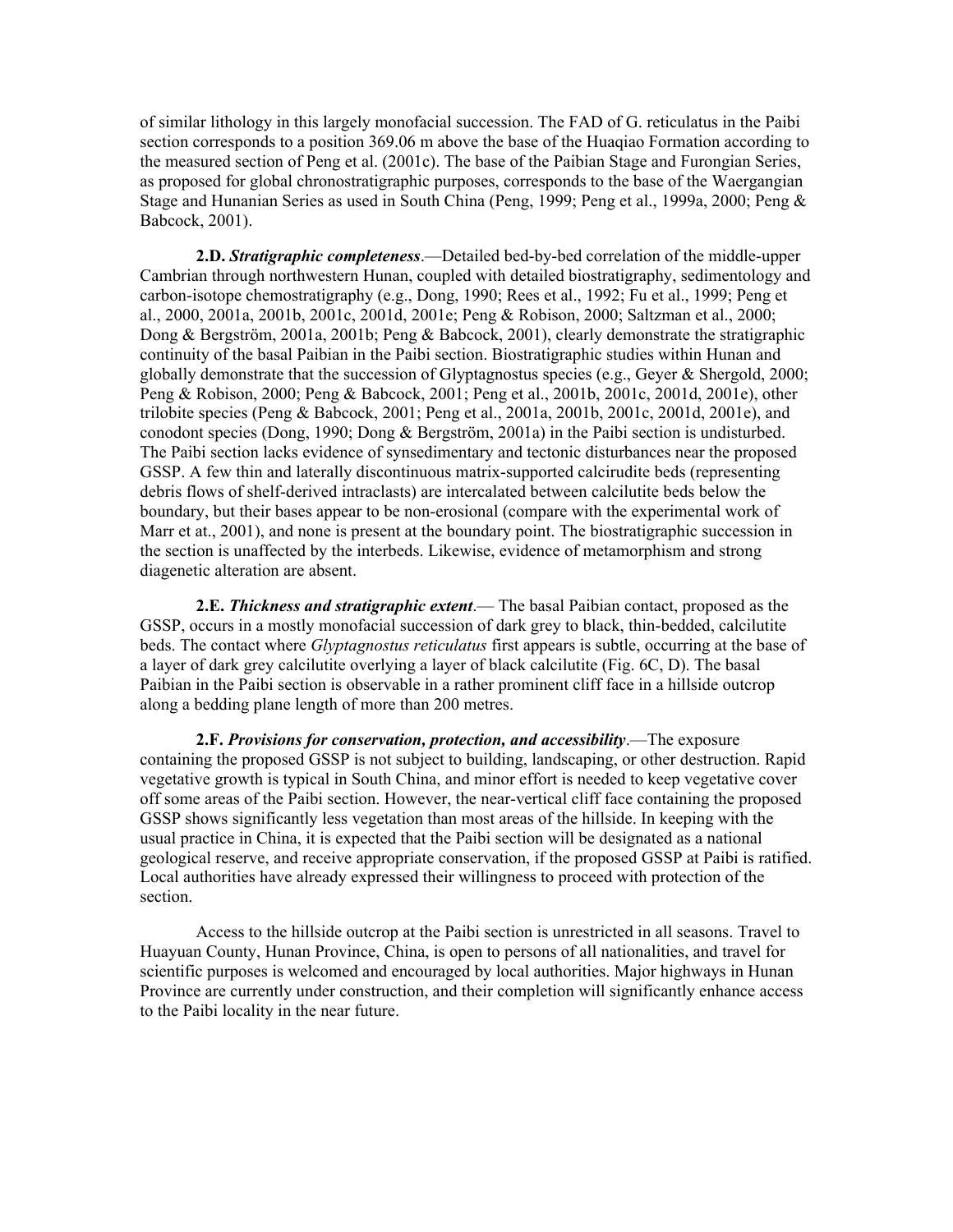of similar lithology in this largely monofacial succession. The FAD of G. reticulatus in the Paibi section corresponds to a position 369.06 m above the base of the Huaqiao Formation according to the measured section of Peng et al. (2001c). The base of the Paibian Stage and Furongian Series, as proposed for global chronostratigraphic purposes, corresponds to the base of the Waergangian Stage and Hunanian Series as used in South China (Peng, 1999; Peng et al., 1999a, 2000; Peng & Babcock, 2001).

**2.D.** ***Stratigraphic completeness***.—Detailed bed-by-bed correlation of the middle-upper Cambrian through northwestern Hunan, coupled with detailed biostratigraphy, sedimentology and carbon-isotope chemostratigraphy (e.g., Dong, 1990; Rees et al., 1992; Fu et al., 1999; Peng et al., 2000, 2001a, 2001b, 2001c, 2001d, 2001e; Peng & Robison, 2000; Saltzman et al., 2000; Dong & Bergström, 2001a, 2001b; Peng & Babcock, 2001), clearly demonstrate the stratigraphic continuity of the basal Paibian in the Paibi section. Biostratigraphic studies within Hunan and globally demonstrate that the succession of Glyptagnostus species (e.g., Geyer & Shergold, 2000; Peng & Robison, 2000; Peng & Babcock, 2001; Peng et al., 2001b, 2001c, 2001d, 2001e), other trilobite species (Peng & Babcock, 2001; Peng et al., 2001a, 2001b, 2001c, 2001d, 2001e), and conodont species (Dong, 1990; Dong & Bergström, 2001a) in the Paibi section is undisturbed. The Paibi section lacks evidence of synsedimentary and tectonic disturbances near the proposed GSSP. A few thin and laterally discontinuous matrix-supported calcirudite beds (representing debris flows of shelf-derived intraclasts) are intercalated between calcilutite beds below the boundary, but their bases appear to be non-erosional (compare with the experimental work of Marr et at., 2001), and none is present at the boundary point. The biostratigraphic succession in the section is unaffected by the interbeds. Likewise, evidence of metamorphism and strong diagenetic alteration are absent.

**2.E.** ***Thickness and stratigraphic extent***.— The basal Paibian contact, proposed as the GSSP, occurs in a mostly monofacial succession of dark grey to black, thin-bedded, calcilutite beds. The contact where *Glyptagnostus reticulatus* first appears is subtle, occurring at the base of a layer of dark grey calcilutite overlying a layer of black calcilutite (Fig. 6C, D). The basal Paibian in the Paibi section is observable in a rather prominent cliff face in a hillside outcrop along a bedding plane length of more than 200 metres.

**2.F.** ***Provisions for conservation, protection, and accessibility***.—The exposure containing the proposed GSSP is not subject to building, landscaping, or other destruction. Rapid vegetative growth is typical in South China, and minor effort is needed to keep vegetative cover off some areas of the Paibi section. However, the near-vertical cliff face containing the proposed GSSP shows significantly less vegetation than most areas of the hillside. In keeping with the usual practice in China, it is expected that the Paibi section will be designated as a national geological reserve, and receive appropriate conservation, if the proposed GSSP at Paibi is ratified. Local authorities have already expressed their willingness to proceed with protection of the section.

Access to the hillside outcrop at the Paibi section is unrestricted in all seasons. Travel to Huayuan County, Hunan Province, China, is open to persons of all nationalities, and travel for scientific purposes is welcomed and encouraged by local authorities. Major highways in Hunan Province are currently under construction, and their completion will significantly enhance access to the Paibi locality in the near future.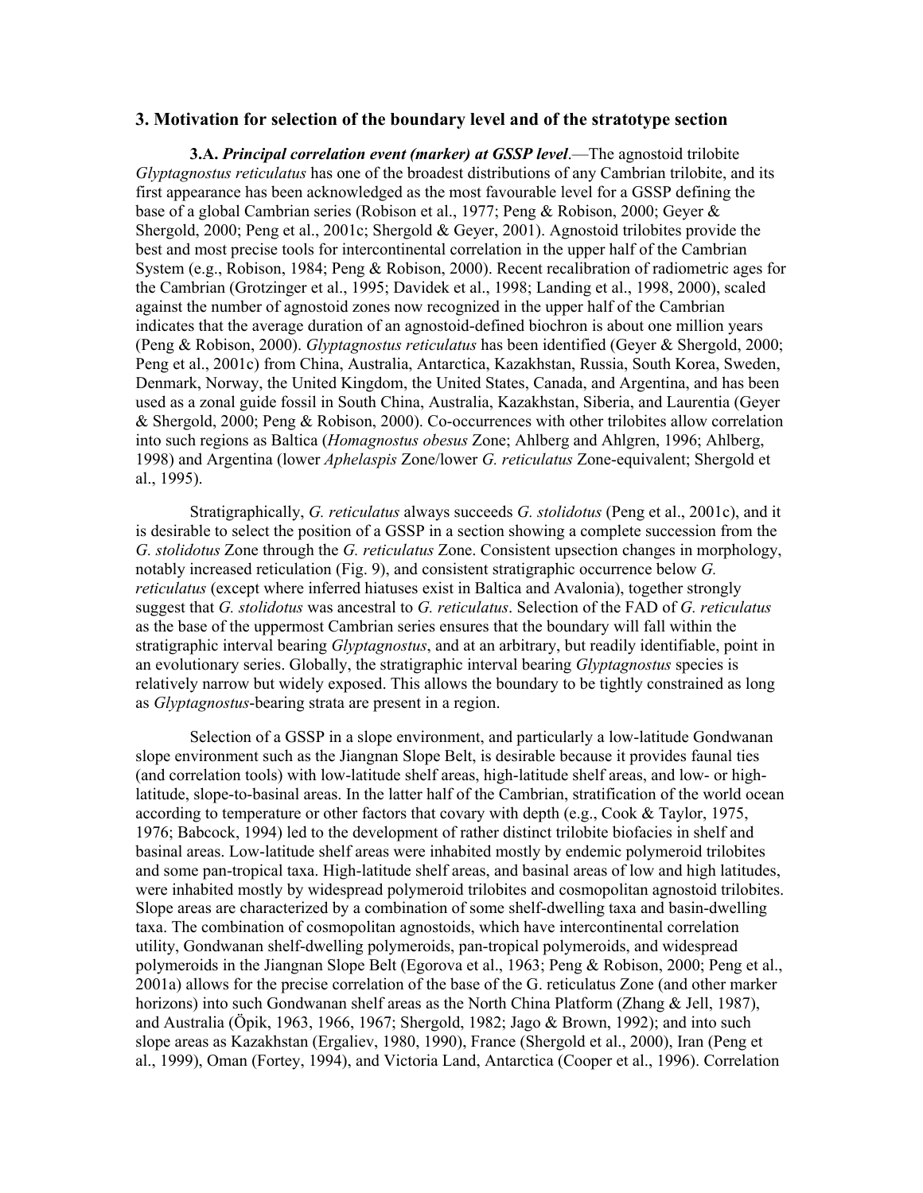## 3. Motivation for selection of the boundary level and of the stratotype section

**3.A.** ***Principal correlation event (marker) at GSSP level*.**—The agnostoid trilobite *Glyptagnostus reticulatus* has one of the broadest distributions of any Cambrian trilobite, and its first appearance has been acknowledged as the most favourable level for a GSSP defining the base of a global Cambrian series (Robison et al., 1977; Peng & Robison, 2000; Geyer & Shergold, 2000; Peng et al., 2001c; Shergold & Geyer, 2001). Agnostoid trilobites provide the best and most precise tools for intercontinental correlation in the upper half of the Cambrian System (e.g., Robison, 1984; Peng & Robison, 2000). Recent recalibration of radiometric ages for the Cambrian (Grotzinger et al., 1995; Davidek et al., 1998; Landing et al., 1998, 2000), scaled against the number of agnostoid zones now recognized in the upper half of the Cambrian indicates that the average duration of an agnostoid-defined biochron is about one million years (Peng & Robison, 2000). *Glyptagnostus reticulatus* has been identified (Geyer & Shergold, 2000; Peng et al., 2001c) from China, Australia, Antarctica, Kazakhstan, Russia, South Korea, Sweden, Denmark, Norway, the United Kingdom, the United States, Canada, and Argentina, and has been used as a zonal guide fossil in South China, Australia, Kazakhstan, Siberia, and Laurentia (Geyer & Shergold, 2000; Peng & Robison, 2000). Co-occurrences with other trilobites allow correlation into such regions as Baltica (*Homagnostus obesus* Zone; Ahlberg and Ahlgren, 1996; Ahlberg, 1998) and Argentina (lower *Aphelaspis* Zone/lower *G. reticulatus* Zone-equivalent; Shergold et al., 1995).

Stratigraphically, *G. reticulatus* always succeeds *G. stolidotus* (Peng et al., 2001c), and it is desirable to select the position of a GSSP in a section showing a complete succession from the *G. stolidotus* Zone through the *G. reticulatus* Zone. Consistent upsection changes in morphology, notably increased reticulation (Fig. 9), and consistent stratigraphic occurrence below *G. reticulatus* (except where inferred hiatuses exist in Baltica and Avalonia), together strongly suggest that *G. stolidotus* was ancestral to *G. reticulatus*. Selection of the FAD of *G. reticulatus* as the base of the uppermost Cambrian series ensures that the boundary will fall within the stratigraphic interval bearing *Glyptagnostus*, and at an arbitrary, but readily identifiable, point in an evolutionary series. Globally, the stratigraphic interval bearing *Glyptagnostus* species is relatively narrow but widely exposed. This allows the boundary to be tightly constrained as long as *Glyptagnostus*-bearing strata are present in a region.

Selection of a GSSP in a slope environment, and particularly a low-latitude Gondwanan slope environment such as the Jiangnan Slope Belt, is desirable because it provides faunal ties (and correlation tools) with low-latitude shelf areas, high-latitude shelf areas, and low- or high-latitude, slope-to-basinal areas. In the latter half of the Cambrian, stratification of the world ocean according to temperature or other factors that covary with depth (e.g., Cook & Taylor, 1975, 1976; Babcock, 1994) led to the development of rather distinct trilobite biofacies in shelf and basinal areas. Low-latitude shelf areas were inhabited mostly by endemic polymeroid trilobites and some pan-tropical taxa. High-latitude shelf areas, and basinal areas of low and high latitudes, were inhabited mostly by widespread polymeroid trilobites and cosmopolitan agnostoid trilobites. Slope areas are characterized by a combination of some shelf-dwelling taxa and basin-dwelling taxa. The combination of cosmopolitan agnostoids, which have intercontinental correlation utility, Gondwanan shelf-dwelling polymeroids, pan-tropical polymeroids, and widespread polymeroids in the Jiangnan Slope Belt (Egorova et al., 1963; Peng & Robison, 2000; Peng et al., 2001a) allows for the precise correlation of the base of the G. reticulatus Zone (and other marker horizons) into such Gondwanan shelf areas as the North China Platform (Zhang & Jell, 1987), and Australia (Öpik, 1963, 1966, 1967; Shergold, 1982; Jago & Brown, 1992); and into such slope areas as Kazakhstan (Ergaliev, 1980, 1990), France (Shergold et al., 2000), Iran (Peng et al., 1999), Oman (Fortey, 1994), and Victoria Land, Antarctica (Cooper et al., 1996). Correlation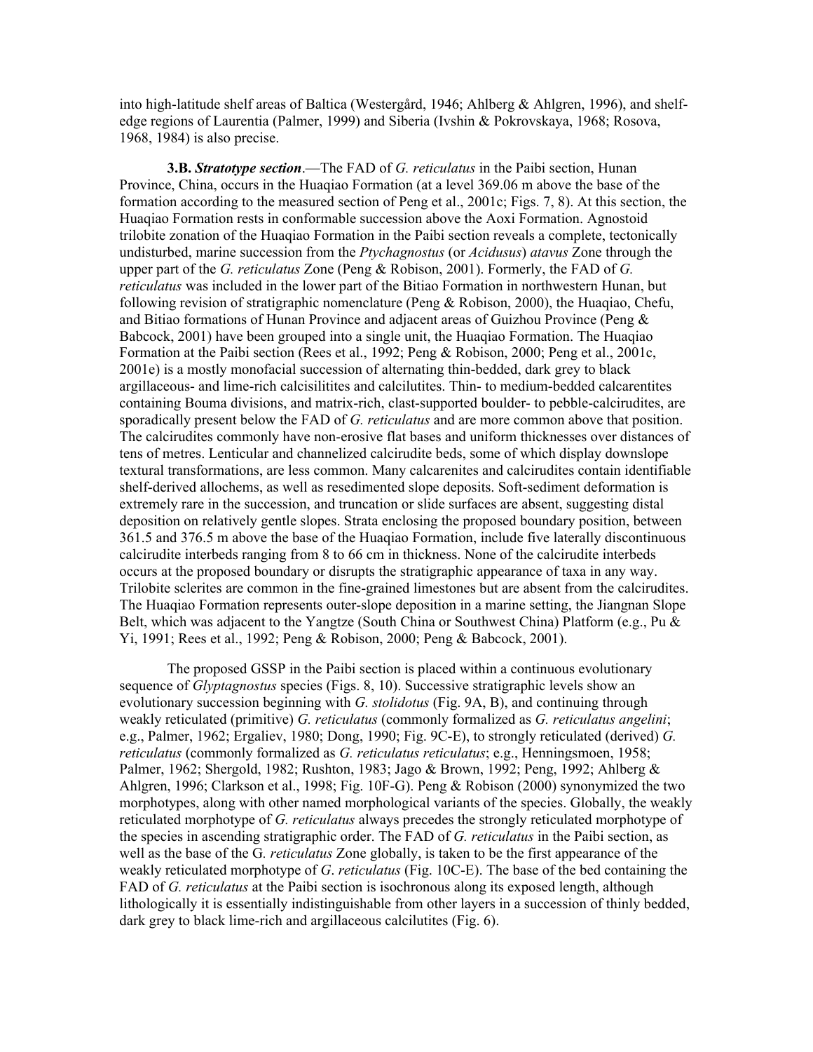into high-latitude shelf areas of Baltica (Westergård, 1946; Ahlberg & Ahlgren, 1996), and shelf-edge regions of Laurentia (Palmer, 1999) and Siberia (Ivshin & Pokrovskaya, 1968; Rosova, 1968, 1984) is also precise.

**3.B. *Stratotype section*.**—The FAD of *G. reticulatus* in the Paibi section, Hunan Province, China, occurs in the Huaqiao Formation (at a level 369.06 m above the base of the formation according to the measured section of Peng et al., 2001c; Figs. 7, 8). At this section, the Huaqiao Formation rests in conformable succession above the Aoxi Formation. Agnostoid trilobite zonation of the Huaqiao Formation in the Paibi section reveals a complete, tectonically undisturbed, marine succession from the *Ptychagnostus* (or *Acidusus*) *atavus* Zone through the upper part of the *G. reticulatus* Zone (Peng & Robison, 2001). Formerly, the FAD of *G. reticulatus* was included in the lower part of the Bitiao Formation in northwestern Hunan, but following revision of stratigraphic nomenclature (Peng & Robison, 2000), the Huaqiao, Chefu, and Bitiao formations of Hunan Province and adjacent areas of Guizhou Province (Peng & Babcock, 2001) have been grouped into a single unit, the Huaqiao Formation. The Huaqiao Formation at the Paibi section (Rees et al., 1992; Peng & Robison, 2000; Peng et al., 2001c, 2001e) is a mostly monofacial succession of alternating thin-bedded, dark grey to black argillaceous- and lime-rich calcisiltites and calcilutites. Thin- to medium-bedded calcarentites containing Bouma divisions, and matrix-rich, clast-supported boulder- to pebble-calcirudites, are sporadically present below the FAD of *G. reticulatus* and are more common above that position. The calcirudites commonly have non-erosive flat bases and uniform thicknesses over distances of tens of metres. Lenticular and channelized calcirudite beds, some of which display downslope textural transformations, are less common. Many calcarenites and calcirudites contain identifiable shelf-derived allochems, as well as resedimented slope deposits. Soft-sediment deformation is extremely rare in the succession, and truncation or slide surfaces are absent, suggesting distal deposition on relatively gentle slopes. Strata enclosing the proposed boundary position, between 361.5 and 376.5 m above the base of the Huaqiao Formation, include five laterally discontinuous calcirudite interbeds ranging from 8 to 66 cm in thickness. None of the calcirudite interbeds occurs at the proposed boundary or disrupts the stratigraphic appearance of taxa in any way. Trilobite sclerites are common in the fine-grained limestones but are absent from the calcirudites. The Huaqiao Formation represents outer-slope deposition in a marine setting, the Jiangnan Slope Belt, which was adjacent to the Yangtze (South China or Southwest China) Platform (e.g., Pu & Yi, 1991; Rees et al., 1992; Peng & Robison, 2000; Peng & Babcock, 2001).

The proposed GSSP in the Paibi section is placed within a continuous evolutionary sequence of *Glyptagnostus* species (Figs. 8, 10). Successive stratigraphic levels show an evolutionary succession beginning with *G. stolidotus* (Fig. 9A, B), and continuing through weakly reticulated (primitive) *G. reticulatus* (commonly formalized as *G. reticulatus angelini*; e.g., Palmer, 1962; Ergaliev, 1980; Dong, 1990; Fig. 9C-E), to strongly reticulated (derived) *G. reticulatus* (commonly formalized as *G. reticulatus reticulatus*; e.g., Henningsmoen, 1958; Palmer, 1962; Shergold, 1982; Rushton, 1983; Jago & Brown, 1992; Peng, 1992; Ahlberg & Ahlgren, 1996; Clarkson et al., 1998; Fig. 10F-G). Peng & Robison (2000) synonymized the two morphotypes, along with other named morphological variants of the species. Globally, the weakly reticulated morphotype of *G. reticulatus* always precedes the strongly reticulated morphotype of the species in ascending stratigraphic order. The FAD of *G. reticulatus* in the Paibi section, as well as the base of the G*. reticulatus* Zone globally, is taken to be the first appearance of the weakly reticulated morphotype of *G*. *reticulatus* (Fig. 10C-E). The base of the bed containing the FAD of *G. reticulatus* at the Paibi section is isochronous along its exposed length, although lithologically it is essentially indistinguishable from other layers in a succession of thinly bedded, dark grey to black lime-rich and argillaceous calcilutites (Fig. 6).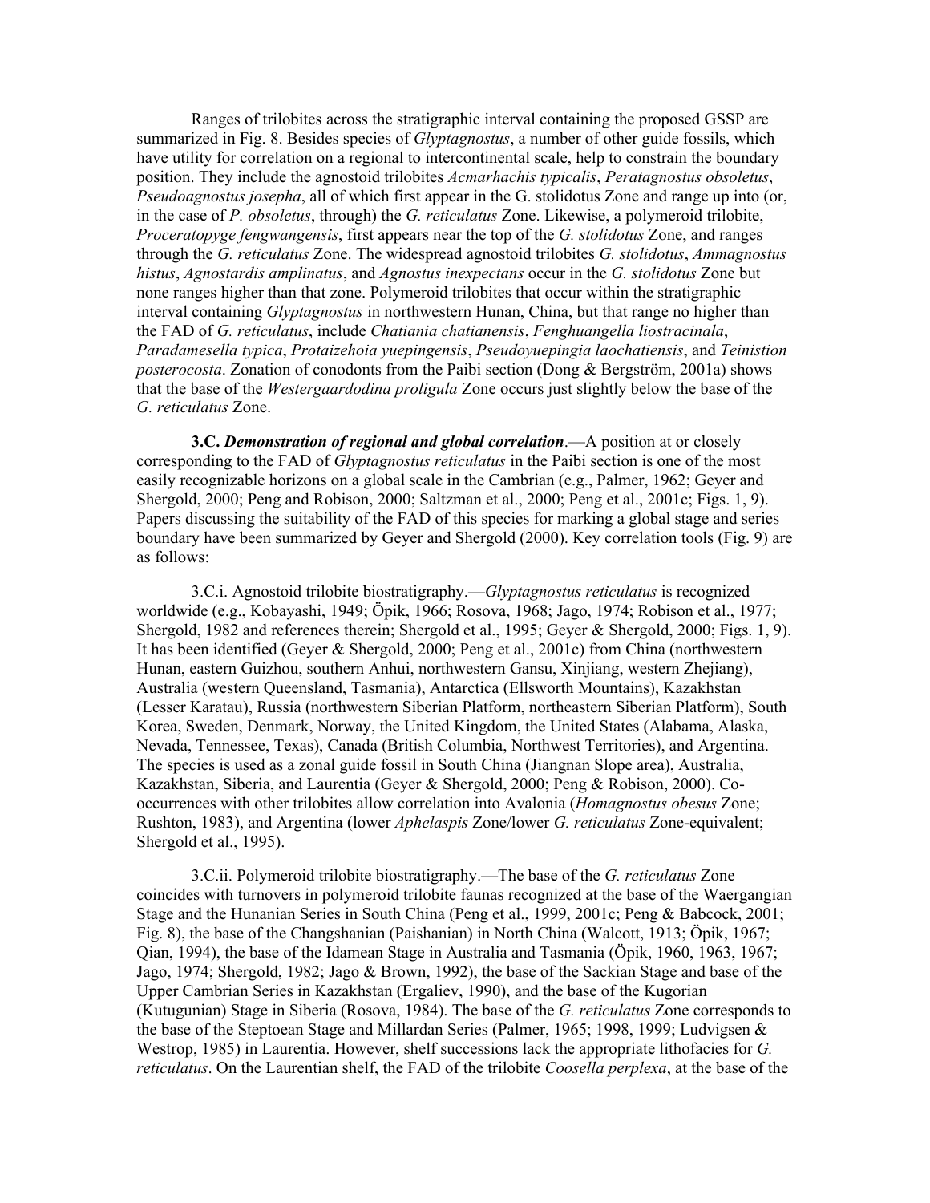Ranges of trilobites across the stratigraphic interval containing the proposed GSSP are summarized in Fig. 8. Besides species of *Glyptagnostus*, a number of other guide fossils, which have utility for correlation on a regional to intercontinental scale, help to constrain the boundary position. They include the agnostoid trilobites *Acmarhachis typicalis*, *Peratagnostus obsoletus*, *Pseudoagnostus josepha*, all of which first appear in the G. stolidotus Zone and range up into (or, in the case of *P. obsoletus*, through) the *G. reticulatus* Zone. Likewise, a polymeroid trilobite, *Proceratopyge fengwangensis*, first appears near the top of the *G. stolidotus* Zone, and ranges through the *G. reticulatus* Zone. The widespread agnostoid trilobites *G. stolidotus*, *Ammagnostus histus*, *Agnostardis amplinatus*, and *Agnostus inexpectans* occur in the *G. stolidotus* Zone but none ranges higher than that zone. Polymeroid trilobites that occur within the stratigraphic interval containing *Glyptagnostus* in northwestern Hunan, China, but that range no higher than the FAD of *G. reticulatus*, include *Chatiania chatianensis*, *Fenghuangella liostracinala*, *Paradamesella typica*, *Protaizehoia yuepingensis*, *Pseudoyuepingia laochatiensis*, and *Teinistion posterocosta*. Zonation of conodonts from the Paibi section (Dong & Bergström, 2001a) shows that the base of the *Westergaardodina proligula* Zone occurs just slightly below the base of the *G. reticulatus* Zone.

**3.C. *Demonstration of regional and global correlation*.**—A position at or closely corresponding to the FAD of *Glyptagnostus reticulatus* in the Paibi section is one of the most easily recognizable horizons on a global scale in the Cambrian (e.g., Palmer, 1962; Geyer and Shergold, 2000; Peng and Robison, 2000; Saltzman et al., 2000; Peng et al., 2001c; Figs. 1, 9). Papers discussing the suitability of the FAD of this species for marking a global stage and series boundary have been summarized by Geyer and Shergold (2000). Key correlation tools (Fig. 9) are as follows:

3.C.i. Agnostoid trilobite biostratigraphy.—*Glyptagnostus reticulatus* is recognized worldwide (e.g., Kobayashi, 1949; Öpik, 1966; Rosova, 1968; Jago, 1974; Robison et al., 1977; Shergold, 1982 and references therein; Shergold et al., 1995; Geyer & Shergold, 2000; Figs. 1, 9). It has been identified (Geyer & Shergold, 2000; Peng et al., 2001c) from China (northwestern Hunan, eastern Guizhou, southern Anhui, northwestern Gansu, Xinjiang, western Zhejiang), Australia (western Queensland, Tasmania), Antarctica (Ellsworth Mountains), Kazakhstan (Lesser Karatau), Russia (northwestern Siberian Platform, northeastern Siberian Platform), South Korea, Sweden, Denmark, Norway, the United Kingdom, the United States (Alabama, Alaska, Nevada, Tennessee, Texas), Canada (British Columbia, Northwest Territories), and Argentina. The species is used as a zonal guide fossil in South China (Jiangnan Slope area), Australia, Kazakhstan, Siberia, and Laurentia (Geyer & Shergold, 2000; Peng & Robison, 2000). Co-occurrences with other trilobites allow correlation into Avalonia (*Homagnostus obesus* Zone; Rushton, 1983), and Argentina (lower *Aphelaspis* Zone/lower *G. reticulatus* Zone-equivalent; Shergold et al., 1995).

3.C.ii. Polymeroid trilobite biostratigraphy.—The base of the *G. reticulatus* Zone coincides with turnovers in polymeroid trilobite faunas recognized at the base of the Waergangian Stage and the Hunanian Series in South China (Peng et al., 1999, 2001c; Peng & Babcock, 2001; Fig. 8), the base of the Changshanian (Paishanian) in North China (Walcott, 1913; Öpik, 1967; Qian, 1994), the base of the Idamean Stage in Australia and Tasmania (Öpik, 1960, 1963, 1967; Jago, 1974; Shergold, 1982; Jago & Brown, 1992), the base of the Sackian Stage and base of the Upper Cambrian Series in Kazakhstan (Ergaliev, 1990), and the base of the Kugorian (Kutugunian) Stage in Siberia (Rosova, 1984). The base of the *G. reticulatus* Zone corresponds to the base of the Steptoean Stage and Millardan Series (Palmer, 1965; 1998, 1999; Ludvigsen & Westrop, 1985) in Laurentia. However, shelf successions lack the appropriate lithofacies for *G. reticulatus*. On the Laurentian shelf, the FAD of the trilobite *Coosella perplexa*, at the base of the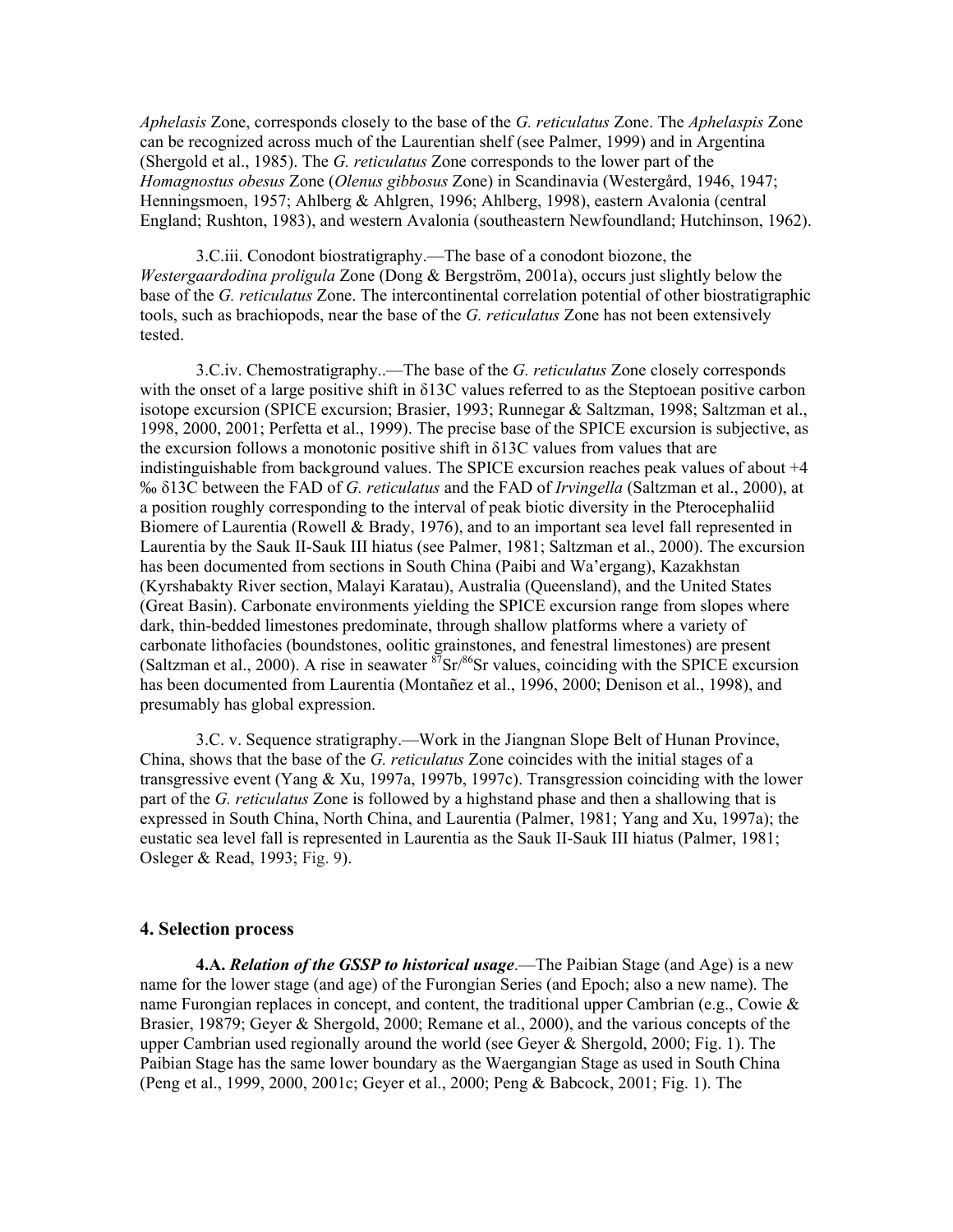*Aphelasis* Zone, corresponds closely to the base of the *G. reticulatus* Zone. The *Aphelaspis* Zone can be recognized across much of the Laurentian shelf (see Palmer, 1999) and in Argentina (Shergold et al., 1985). The *G. reticulatus* Zone corresponds to the lower part of the *Homagnostus obesus* Zone (*Olenus gibbosus* Zone) in Scandinavia (Westergård, 1946, 1947; Henningsmoen, 1957; Ahlberg & Ahlgren, 1996; Ahlberg, 1998), eastern Avalonia (central England; Rushton, 1983), and western Avalonia (southeastern Newfoundland; Hutchinson, 1962).

3.C.iii. Conodont biostratigraphy.—The base of a conodont biozone, the *Westergaardodina proligula* Zone (Dong & Bergström, 2001a), occurs just slightly below the base of the *G. reticulatus* Zone. The intercontinental correlation potential of other biostratigraphic tools, such as brachiopods, near the base of the *G. reticulatus* Zone has not been extensively tested.

3.C.iv. Chemostratigraphy..—The base of the *G. reticulatus* Zone closely corresponds with the onset of a large positive shift in δ13C values referred to as the Steptoean positive carbon isotope excursion (SPICE excursion; Brasier, 1993; Runnegar & Saltzman, 1998; Saltzman et al., 1998, 2000, 2001; Perfetta et al., 1999). The precise base of the SPICE excursion is subjective, as the excursion follows a monotonic positive shift in δ13C values from values that are indistinguishable from background values. The SPICE excursion reaches peak values of about +4 ‰ δ13C between the FAD of *G. reticulatus* and the FAD of *Irvingella* (Saltzman et al., 2000), at a position roughly corresponding to the interval of peak biotic diversity in the Pterocephaliid Biomere of Laurentia (Rowell & Brady, 1976), and to an important sea level fall represented in Laurentia by the Sauk II-Sauk III hiatus (see Palmer, 1981; Saltzman et al., 2000). The excursion has been documented from sections in South China (Paibi and Wa'ergang), Kazakhstan (Kyrshabakty River section, Malayi Karatau), Australia (Queensland), and the United States (Great Basin). Carbonate environments yielding the SPICE excursion range from slopes where dark, thin-bedded limestones predominate, through shallow platforms where a variety of carbonate lithofacies (boundstones, oolitic grainstones, and fenestral limestones) are present (Saltzman et al., 2000). A rise in seawater $^{87}Sr/^{86}Sr$ values, coinciding with the SPICE excursion has been documented from Laurentia (Montañez et al., 1996, 2000; Denison et al., 1998), and presumably has global expression.

3.C. v. Sequence stratigraphy.—Work in the Jiangnan Slope Belt of Hunan Province, China, shows that the base of the *G. reticulatus* Zone coincides with the initial stages of a transgressive event (Yang & Xu, 1997a, 1997b, 1997c). Transgression coinciding with the lower part of the *G. reticulatus* Zone is followed by a highstand phase and then a shallowing that is expressed in South China, North China, and Laurentia (Palmer, 1981; Yang and Xu, 1997a); the eustatic sea level fall is represented in Laurentia as the Sauk II-Sauk III hiatus (Palmer, 1981; Osleger & Read, 1993; Fig. 9).

## 4. Selection process

**4.A.** ***Relation of the GSSP to historical usage*.**—The Paibian Stage (and Age) is a new name for the lower stage (and age) of the Furongian Series (and Epoch; also a new name). The name Furongian replaces in concept, and content, the traditional upper Cambrian (e.g., Cowie & Brasier, 19879; Geyer & Shergold, 2000; Remane et al., 2000), and the various concepts of the upper Cambrian used regionally around the world (see Geyer & Shergold, 2000; Fig. 1). The Paibian Stage has the same lower boundary as the Waergangian Stage as used in South China (Peng et al., 1999, 2000, 2001c; Geyer et al., 2000; Peng & Babcock, 2001; Fig. 1). The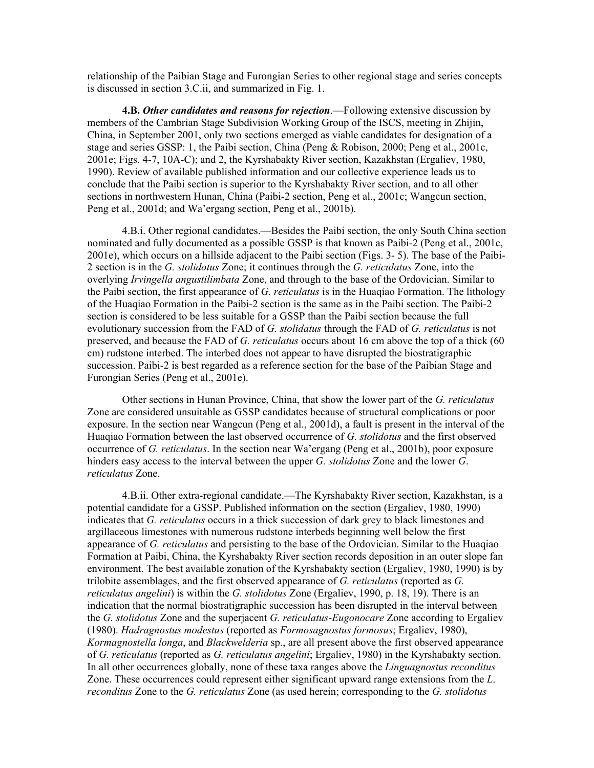relationship of the Paibian Stage and Furongian Series to other regional stage and series concepts is discussed in section 3.C.ii, and summarized in Fig. 1.

**4.B. *Other candidates and reasons for rejection*.**—Following extensive discussion by members of the Cambrian Stage Subdivision Working Group of the ISCS, meeting in Zhijin, China, in September 2001, only two sections emerged as viable candidates for designation of a stage and series GSSP: 1, the Paibi section, China (Peng & Robison, 2000; Peng et al., 2001c, 2001e; Figs. 4-7, 10A-C); and 2, the Kyrshabakty River section, Kazakhstan (Ergaliev, 1980, 1990). Review of available published information and our collective experience leads us to conclude that the Paibi section is superior to the Kyrshabakty River section, and to all other sections in northwestern Hunan, China (Paibi-2 section, Peng et al., 2001c; Wangcun section, Peng et al., 2001d; and Wa'ergang section, Peng et al., 2001b).

4.B.i. Other regional candidates.—Besides the Paibi section, the only South China section nominated and fully documented as a possible GSSP is that known as Paibi-2 (Peng et al., 2001c, 2001e), which occurs on a hillside adjacent to the Paibi section (Figs. 3- 5). The base of the Paibi-2 section is in the *G. stolidotus* Zone; it continues through the *G. reticulatus* Zone, into the overlying *Irvingella angustilimbata* Zone, and through to the base of the Ordovician. Similar to the Paibi section, the first appearance of *G. reticulatus* is in the Huaqiao Formation. The lithology of the Huaqiao Formation in the Paibi-2 section is the same as in the Paibi section. The Paibi-2 section is considered to be less suitable for a GSSP than the Paibi section because the full evolutionary succession from the FAD of *G. stolidatus* through the FAD of *G. reticulatus* is not preserved, and because the FAD of *G. reticulatus* occurs about 16 cm above the top of a thick (60 cm) rudstone interbed. The interbed does not appear to have disrupted the biostratigraphic succession. Paibi-2 is best regarded as a reference section for the base of the Paibian Stage and Furongian Series (Peng et al., 2001e).

Other sections in Hunan Province, China, that show the lower part of the *G. reticulatus* Zone are considered unsuitable as GSSP candidates because of structural complications or poor exposure. In the section near Wangcun (Peng et al., 2001d), a fault is present in the interval of the Huaqiao Formation between the last observed occurrence of *G. stolidotus* and the first observed occurrence of *G. reticulatus*. In the section near Wa'ergang (Peng et al., 2001b), poor exposure hinders easy access to the interval between the upper *G. stolidotus* Zone and the lower *G. reticulatus* Zone.

4.B.ii. Other extra-regional candidate.—The Kyrshabakty River section, Kazakhstan, is a potential candidate for a GSSP. Published information on the section (Ergaliev, 1980, 1990) indicates that *G. reticulatus* occurs in a thick succession of dark grey to black limestones and argillaceous limestones with numerous rudstone interbeds beginning well below the first appearance of *G. reticulatus* and persisting to the base of the Ordovician. Similar to the Huaqiao Formation at Paibi, China, the Kyrshabakty River section records deposition in an outer slope fan environment. The best available zonation of the Kyrshabakty section (Ergaliev, 1980, 1990) is by trilobite assemblages, and the first observed appearance of *G. reticulatus* (reported as *G. reticulatus angelini*) is within the *G. stolidotus* Zone (Ergaliev, 1990, p. 18, 19). There is an indication that the normal biostratigraphic succession has been disrupted in the interval between the *G. stolidotus* Zone and the superjacent *G. reticulatus*-*Eugonocare* Zone according to Ergaliev (1980). *Hadragnostus modestus* (reported as *Formosagnostus formosus*; Ergaliev, 1980), *Kormagnostella longa*, and *Blackwelderia* sp., are all present above the first observed appearance of *G. reticulatus* (reported as *G. reticulatus angelini*; Ergaliev, 1980) in the Kyrshabakty section. In all other occurrences globally, none of these taxa ranges above the *Linguagnostus reconditus* Zone. These occurrences could represent either significant upward range extensions from the *L. reconditus* Zone to the *G. reticulatus* Zone (as used herein; corresponding to the *G. stolidotus*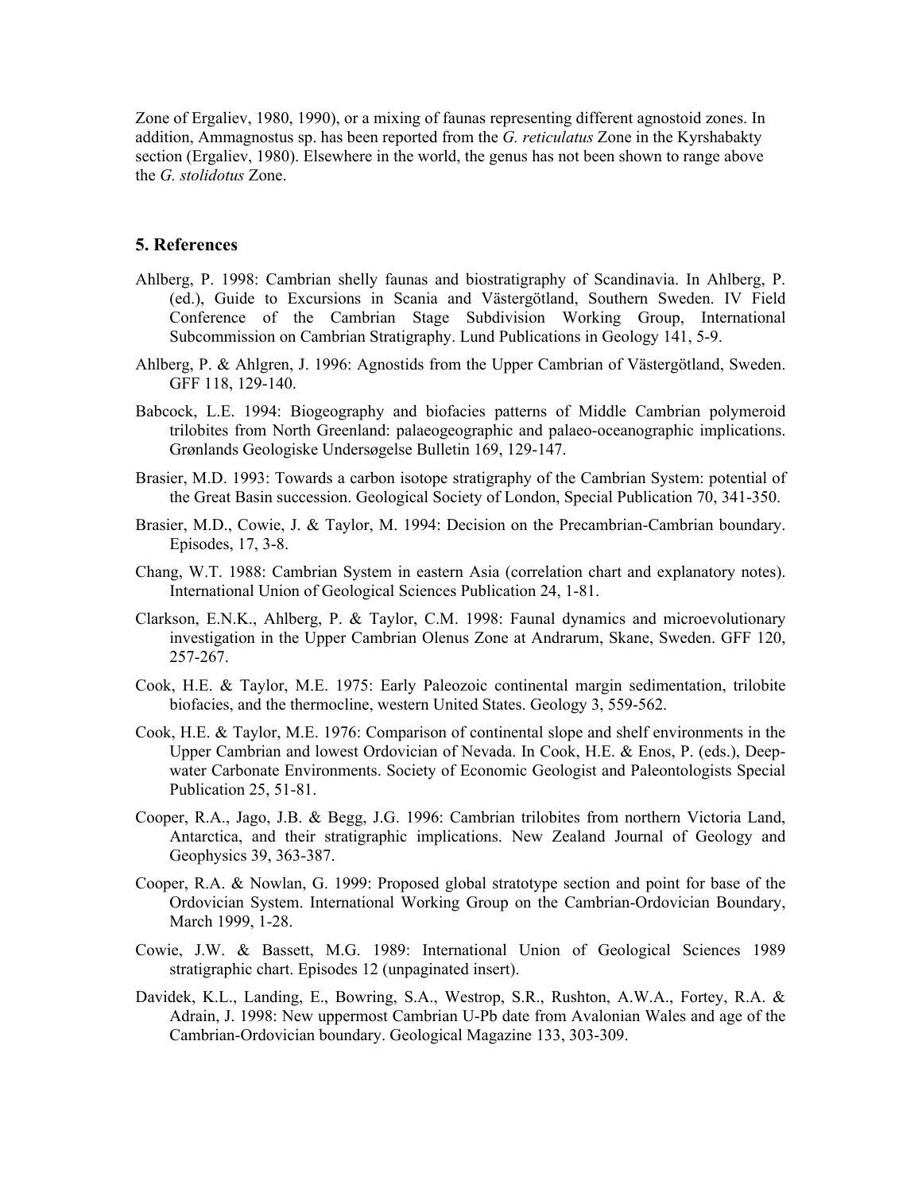Zone of Ergaliev, 1980, 1990), or a mixing of faunas representing different agnostoid zones. In addition, Ammagnostus sp. has been reported from the *G. reticulatus* Zone in the Kyrshabakty section (Ergaliev, 1980). Elsewhere in the world, the genus has not been shown to range above the *G. stolidotus* Zone.

## 5. References

Ahlberg, P. 1998: Cambrian shelly faunas and biostratigraphy of Scandinavia. In Ahlberg, P. (ed.), Guide to Excursions in Scania and Västergötland, Southern Sweden. IV Field Conference of the Cambrian Stage Subdivision Working Group, International Subcommission on Cambrian Stratigraphy. Lund Publications in Geology 141, 5-9.

Ahlberg, P. & Ahlgren, J. 1996: Agnostids from the Upper Cambrian of Västergötland, Sweden. GFF 118, 129-140.

Babcock, L.E. 1994: Biogeography and biofacies patterns of Middle Cambrian polymeroid trilobites from North Greenland: palaeogeographic and palaeo-oceanographic implications. Grønlands Geologiske Undersøgelse Bulletin 169, 129-147.

Brasier, M.D. 1993: Towards a carbon isotope stratigraphy of the Cambrian System: potential of the Great Basin succession. Geological Society of London, Special Publication 70, 341-350.

Brasier, M.D., Cowie, J. & Taylor, M. 1994: Decision on the Precambrian-Cambrian boundary. Episodes, 17, 3-8.

Chang, W.T. 1988: Cambrian System in eastern Asia (correlation chart and explanatory notes). International Union of Geological Sciences Publication 24, 1-81.

Clarkson, E.N.K., Ahlberg, P. & Taylor, C.M. 1998: Faunal dynamics and microevolutionary investigation in the Upper Cambrian Olenus Zone at Andrarum, Skane, Sweden. GFF 120, 257-267.

Cook, H.E. & Taylor, M.E. 1975: Early Paleozoic continental margin sedimentation, trilobite biofacies, and the thermocline, western United States. Geology 3, 559-562.

Cook, H.E. & Taylor, M.E. 1976: Comparison of continental slope and shelf environments in the Upper Cambrian and lowest Ordovician of Nevada. In Cook, H.E. & Enos, P. (eds.), Deep-water Carbonate Environments. Society of Economic Geologist and Paleontologists Special Publication 25, 51-81.

Cooper, R.A., Jago, J.B. & Begg, J.G. 1996: Cambrian trilobites from northern Victoria Land, Antarctica, and their stratigraphic implications. New Zealand Journal of Geology and Geophysics 39, 363-387.

Cooper, R.A. & Nowlan, G. 1999: Proposed global stratotype section and point for base of the Ordovician System. International Working Group on the Cambrian-Ordovician Boundary, March 1999, 1-28.

Cowie, J.W. & Bassett, M.G. 1989: International Union of Geological Sciences 1989 stratigraphic chart. Episodes 12 (unpaginated insert).

Davidek, K.L., Landing, E., Bowring, S.A., Westrop, S.R., Rushton, A.W.A., Fortey, R.A. & Adrain, J. 1998: New uppermost Cambrian U-Pb date from Avalonian Wales and age of the Cambrian-Ordovician boundary. Geological Magazine 133, 303-309.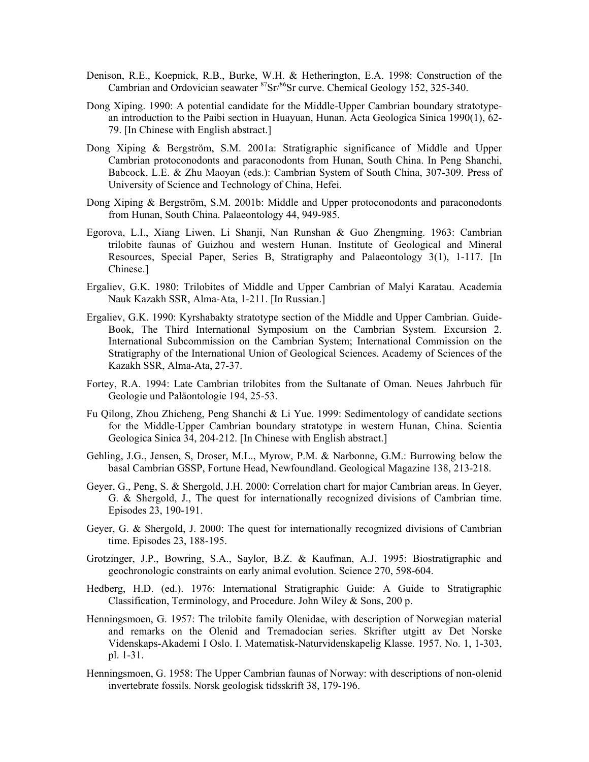Denison, R.E., Koepnick, R.B., Burke, W.H. & Hetherington, E.A. 1998: Construction of the Cambrian and Ordovician seawater $^{87}Sr/^{86}Sr$ curve. Chemical Geology 152, 325-340.

Dong Xiping. 1990: A potential candidate for the Middle-Upper Cambrian boundary stratotype-an introduction to the Paibi section in Huayuan, Hunan. Acta Geologica Sinica 1990(1), 62-79. [In Chinese with English abstract.]

Dong Xiping & Bergström, S.M. 2001a: Stratigraphic significance of Middle and Upper Cambrian protoconodonts and paraconodonts from Hunan, South China. In Peng Shanchi, Babcock, L.E. & Zhu Maoyan (eds.): Cambrian System of South China, 307-309. Press of University of Science and Technology of China, Hefei.

Dong Xiping & Bergström, S.M. 2001b: Middle and Upper protoconodonts and paraconodonts from Hunan, South China. Palaeontology 44, 949-985.

Egorova, L.I., Xiang Liwen, Li Shanji, Nan Runshan & Guo Zhengming. 1963: Cambrian trilobite faunas of Guizhou and western Hunan. Institute of Geological and Mineral Resources, Special Paper, Series B, Stratigraphy and Palaeontology 3(1), 1-117. [In Chinese.]

Ergaliev, G.K. 1980: Trilobites of Middle and Upper Cambrian of Malyi Karatau. Academia Nauk Kazakh SSR, Alma-Ata, 1-211. [In Russian.]

Ergaliev, G.K. 1990: Kyrshabakty stratotype section of the Middle and Upper Cambrian. Guide-Book, The Third International Symposium on the Cambrian System. Excursion 2. International Subcommission on the Cambrian System; International Commission on the Stratigraphy of the International Union of Geological Sciences. Academy of Sciences of the Kazakh SSR, Alma-Ata, 27-37.

Fortey, R.A. 1994: Late Cambrian trilobites from the Sultanate of Oman. Neues Jahrbuch für Geologie und Paläontologie 194, 25-53.

Fu Qilong, Zhou Zhicheng, Peng Shanchi & Li Yue. 1999: Sedimentology of candidate sections for the Middle-Upper Cambrian boundary stratotype in western Hunan, China. Scientia Geologica Sinica 34, 204-212. [In Chinese with English abstract.]

Gehling, J.G., Jensen, S, Droser, M.L., Myrow, P.M. & Narbonne, G.M.: Burrowing below the basal Cambrian GSSP, Fortune Head, Newfoundland. Geological Magazine 138, 213-218.

Geyer, G., Peng, S. & Shergold, J.H. 2000: Correlation chart for major Cambrian areas. In Geyer, G. & Shergold, J., The quest for internationally recognized divisions of Cambrian time. Episodes 23, 190-191.

Geyer, G. & Shergold, J. 2000: The quest for internationally recognized divisions of Cambrian time. Episodes 23, 188-195.

Grotzinger, J.P., Bowring, S.A., Saylor, B.Z. & Kaufman, A.J. 1995: Biostratigraphic and geochronologic constraints on early animal evolution. Science 270, 598-604.

Hedberg, H.D. (ed.). 1976: International Stratigraphic Guide: A Guide to Stratigraphic Classification, Terminology, and Procedure. John Wiley & Sons, 200 p.

Henningsmoen, G. 1957: The trilobite family Olenidae, with description of Norwegian material and remarks on the Olenid and Tremadocian series. Skrifter utgitt av Det Norske Videnskaps-Akademi I Oslo. I. Matematisk-Naturvidenskapelig Klasse. 1957. No. 1, 1-303, pl. 1-31.

Henningsmoen, G. 1958: The Upper Cambrian faunas of Norway: with descriptions of non-olenid invertebrate fossils. Norsk geologisk tidsskrift 38, 179-196.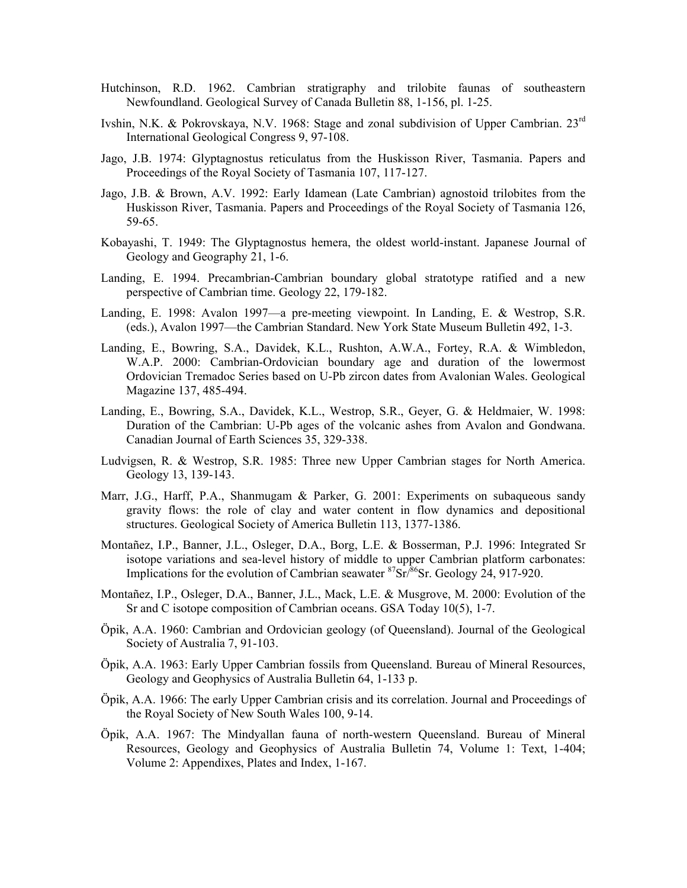Hutchinson, R.D. 1962. Cambrian stratigraphy and trilobite faunas of southeastern Newfoundland. Geological Survey of Canada Bulletin 88, 1-156, pl. 1-25.

Ivshin, N.K. & Pokrovskaya, N.V. 1968: Stage and zonal subdivision of Upper Cambrian. 23rd International Geological Congress 9, 97-108.

Jago, J.B. 1974: Glyptagnostus reticulatus from the Huskisson River, Tasmania. Papers and Proceedings of the Royal Society of Tasmania 107, 117-127.

Jago, J.B. & Brown, A.V. 1992: Early Idamean (Late Cambrian) agnostoid trilobites from the Huskisson River, Tasmania. Papers and Proceedings of the Royal Society of Tasmania 126, 59-65.

Kobayashi, T. 1949: The Glyptagnostus hemera, the oldest world-instant. Japanese Journal of Geology and Geography 21, 1-6.

Landing, E. 1994. Precambrian-Cambrian boundary global stratotype ratified and a new perspective of Cambrian time. Geology 22, 179-182.

Landing, E. 1998: Avalon 1997—a pre-meeting viewpoint. In Landing, E. & Westrop, S.R. (eds.), Avalon 1997—the Cambrian Standard. New York State Museum Bulletin 492, 1-3.

Landing, E., Bowring, S.A., Davidek, K.L., Rushton, A.W.A., Fortey, R.A. & Wimbledon, W.A.P. 2000: Cambrian-Ordovician boundary age and duration of the lowermost Ordovician Tremadoc Series based on U-Pb zircon dates from Avalonian Wales. Geological Magazine 137, 485-494.

Landing, E., Bowring, S.A., Davidek, K.L., Westrop, S.R., Geyer, G. & Heldmaier, W. 1998: Duration of the Cambrian: U-Pb ages of the volcanic ashes from Avalon and Gondwana. Canadian Journal of Earth Sciences 35, 329-338.

Ludvigsen, R. & Westrop, S.R. 1985: Three new Upper Cambrian stages for North America. Geology 13, 139-143.

Marr, J.G., Harff, P.A., Shanmugam & Parker, G. 2001: Experiments on subaqueous sandy gravity flows: the role of clay and water content in flow dynamics and depositional structures. Geological Society of America Bulletin 113, 1377-1386.

Montañez, I.P., Banner, J.L., Osleger, D.A., Borg, L.E. & Bosserman, P.J. 1996: Integrated Sr isotope variations and sea-level history of middle to upper Cambrian platform carbonates: Implications for the evolution of Cambrian seawater $^{87}Sr/^{86}Sr$. Geology 24, 917-920.

Montañez, I.P., Osleger, D.A., Banner, J.L., Mack, L.E. & Musgrove, M. 2000: Evolution of the Sr and C isotope composition of Cambrian oceans. GSA Today 10(5), 1-7.

Öpik, A.A. 1960: Cambrian and Ordovician geology (of Queensland). Journal of the Geological Society of Australia 7, 91-103.

Öpik, A.A. 1963: Early Upper Cambrian fossils from Queensland. Bureau of Mineral Resources, Geology and Geophysics of Australia Bulletin 64, 1-133 p.

Öpik, A.A. 1966: The early Upper Cambrian crisis and its correlation. Journal and Proceedings of the Royal Society of New South Wales 100, 9-14.

Öpik, A.A. 1967: The Mindyallan fauna of north-western Queensland. Bureau of Mineral Resources, Geology and Geophysics of Australia Bulletin 74, Volume 1: Text, 1-404; Volume 2: Appendixes, Plates and Index, 1-167.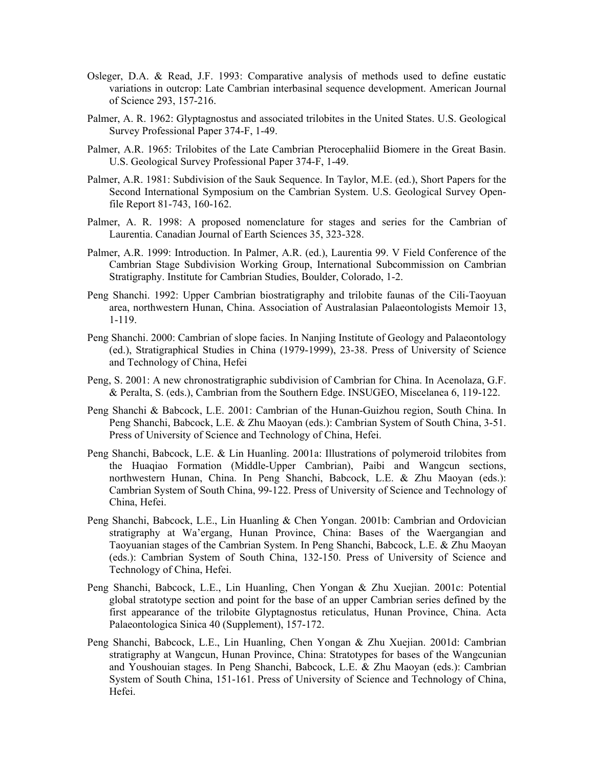Osleger, D.A. & Read, J.F. 1993: Comparative analysis of methods used to define eustatic variations in outcrop: Late Cambrian interbasinal sequence development. American Journal of Science 293, 157-216.

Palmer, A. R. 1962: Glyptagnostus and associated trilobites in the United States. U.S. Geological Survey Professional Paper 374-F, 1-49.

Palmer, A.R. 1965: Trilobites of the Late Cambrian Pterocephaliid Biomere in the Great Basin. U.S. Geological Survey Professional Paper 374-F, 1-49.

Palmer, A.R. 1981: Subdivision of the Sauk Sequence. In Taylor, M.E. (ed.), Short Papers for the Second International Symposium on the Cambrian System. U.S. Geological Survey Open-file Report 81-743, 160-162.

Palmer, A. R. 1998: A proposed nomenclature for stages and series for the Cambrian of Laurentia. Canadian Journal of Earth Sciences 35, 323-328.

Palmer, A.R. 1999: Introduction. In Palmer, A.R. (ed.), Laurentia 99. V Field Conference of the Cambrian Stage Subdivision Working Group, International Subcommission on Cambrian Stratigraphy. Institute for Cambrian Studies, Boulder, Colorado, 1-2.

Peng Shanchi. 1992: Upper Cambrian biostratigraphy and trilobite faunas of the Cili-Taoyuan area, northwestern Hunan, China. Association of Australasian Palaeontologists Memoir 13, 1-119.

Peng Shanchi. 2000: Cambrian of slope facies. In Nanjing Institute of Geology and Palaeontology (ed.), Stratigraphical Studies in China (1979-1999), 23-38. Press of University of Science and Technology of China, Hefei

Peng, S. 2001: A new chronostratigraphic subdivision of Cambrian for China. In Acenolaza, G.F. & Peralta, S. (eds.), Cambrian from the Southern Edge. INSUGEO, Miscelanea 6, 119-122.

Peng Shanchi & Babcock, L.E. 2001: Cambrian of the Hunan-Guizhou region, South China. In Peng Shanchi, Babcock, L.E. & Zhu Maoyan (eds.): Cambrian System of South China, 3-51. Press of University of Science and Technology of China, Hefei.

Peng Shanchi, Babcock, L.E. & Lin Huanling. 2001a: Illustrations of polymeroid trilobites from the Huaqiao Formation (Middle-Upper Cambrian), Paibi and Wangcun sections, northwestern Hunan, China. In Peng Shanchi, Babcock, L.E. & Zhu Maoyan (eds.): Cambrian System of South China, 99-122. Press of University of Science and Technology of China, Hefei.

Peng Shanchi, Babcock, L.E., Lin Huanling & Chen Yongan. 2001b: Cambrian and Ordovician stratigraphy at Wa'ergang, Hunan Province, China: Bases of the Waergangian and Taoyuanian stages of the Cambrian System. In Peng Shanchi, Babcock, L.E. & Zhu Maoyan (eds.): Cambrian System of South China, 132-150. Press of University of Science and Technology of China, Hefei.

Peng Shanchi, Babcock, L.E., Lin Huanling, Chen Yongan & Zhu Xuejian. 2001c: Potential global stratotype section and point for the base of an upper Cambrian series defined by the first appearance of the trilobite Glyptagnostus reticulatus, Hunan Province, China. Acta Palaeontologica Sinica 40 (Supplement), 157-172.

Peng Shanchi, Babcock, L.E., Lin Huanling, Chen Yongan & Zhu Xuejian. 2001d: Cambrian stratigraphy at Wangcun, Hunan Province, China: Stratotypes for bases of the Wangcunian and Youshouian stages. In Peng Shanchi, Babcock, L.E. & Zhu Maoyan (eds.): Cambrian System of South China, 151-161. Press of University of Science and Technology of China, Hefei.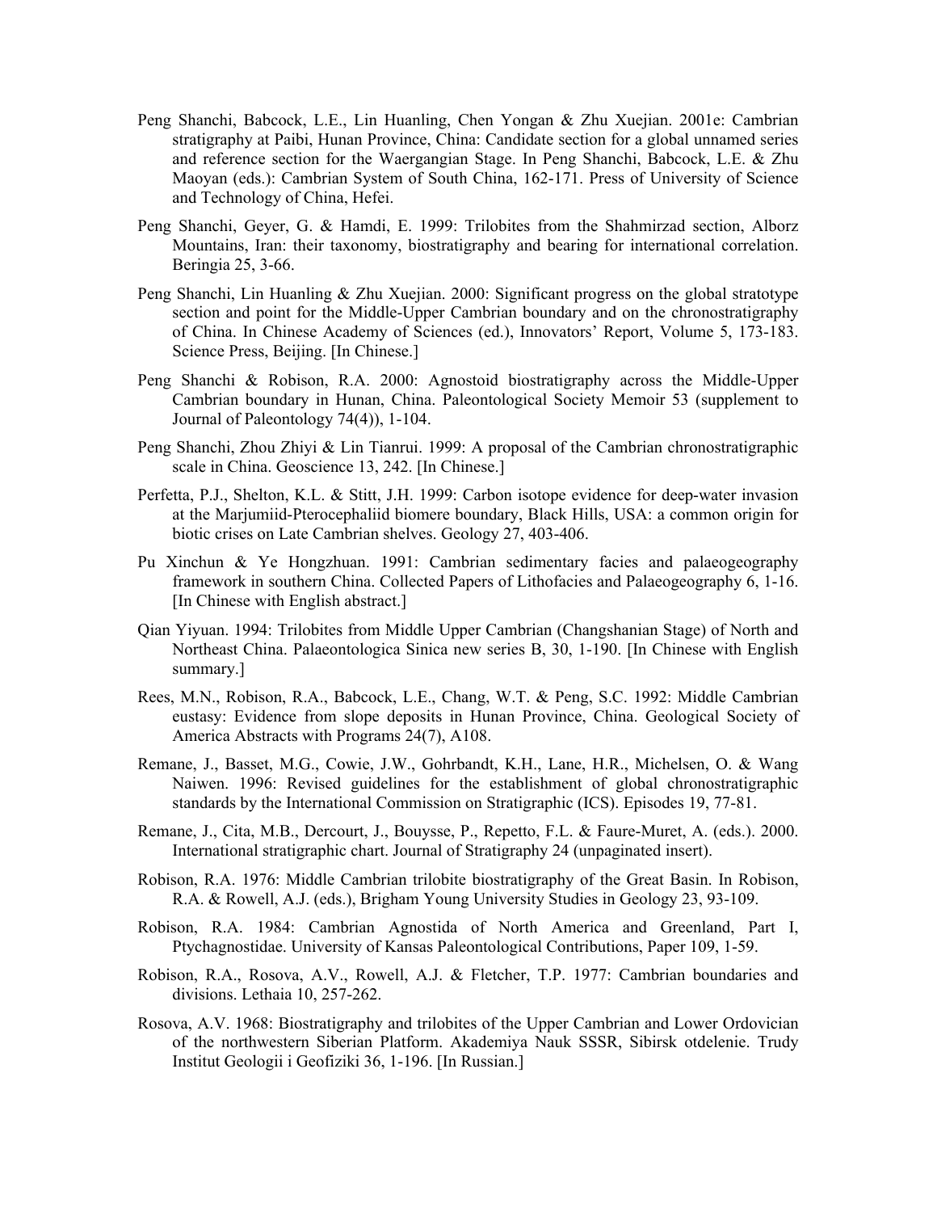Peng Shanchi, Babcock, L.E., Lin Huanling, Chen Yongan & Zhu Xuejian. 2001e: Cambrian stratigraphy at Paibi, Hunan Province, China: Candidate section for a global unnamed series and reference section for the Waergangian Stage. In Peng Shanchi, Babcock, L.E. & Zhu Maoyan (eds.): Cambrian System of South China, 162-171. Press of University of Science and Technology of China, Hefei.

Peng Shanchi, Geyer, G. & Hamdi, E. 1999: Trilobites from the Shahmirzad section, Alborz Mountains, Iran: their taxonomy, biostratigraphy and bearing for international correlation. Beringia 25, 3-66.

Peng Shanchi, Lin Huanling & Zhu Xuejian. 2000: Significant progress on the global stratotype section and point for the Middle-Upper Cambrian boundary and on the chronostratigraphy of China. In Chinese Academy of Sciences (ed.), Innovators' Report, Volume 5, 173-183. Science Press, Beijing. [In Chinese.]

Peng Shanchi & Robison, R.A. 2000: Agnostoid biostratigraphy across the Middle-Upper Cambrian boundary in Hunan, China. Paleontological Society Memoir 53 (supplement to Journal of Paleontology 74(4)), 1-104.

Peng Shanchi, Zhou Zhiyi & Lin Tianrui. 1999: A proposal of the Cambrian chronostratigraphic scale in China. Geoscience 13, 242. [In Chinese.]

Perfetta, P.J., Shelton, K.L. & Stitt, J.H. 1999: Carbon isotope evidence for deep-water invasion at the Marjumiid-Pterocephaliid biomere boundary, Black Hills, USA: a common origin for biotic crises on Late Cambrian shelves. Geology 27, 403-406.

Pu Xinchun & Ye Hongzhuan. 1991: Cambrian sedimentary facies and palaeogeography framework in southern China. Collected Papers of Lithofacies and Palaeogeography 6, 1-16. [In Chinese with English abstract.]

Qian Yiyuan. 1994: Trilobites from Middle Upper Cambrian (Changshanian Stage) of North and Northeast China. Palaeontologica Sinica new series B, 30, 1-190. [In Chinese with English summary.]

Rees, M.N., Robison, R.A., Babcock, L.E., Chang, W.T. & Peng, S.C. 1992: Middle Cambrian eustasy: Evidence from slope deposits in Hunan Province, China. Geological Society of America Abstracts with Programs 24(7), A108.

Remane, J., Basset, M.G., Cowie, J.W., Gohrbandt, K.H., Lane, H.R., Michelsen, O. & Wang Naiwen. 1996: Revised guidelines for the establishment of global chronostratigraphic standards by the International Commission on Stratigraphic (ICS). Episodes 19, 77-81.

Remane, J., Cita, M.B., Dercourt, J., Bouysse, P., Repetto, F.L. & Faure-Muret, A. (eds.). 2000. International stratigraphic chart. Journal of Stratigraphy 24 (unpaginated insert).

Robison, R.A. 1976: Middle Cambrian trilobite biostratigraphy of the Great Basin. In Robison, R.A. & Rowell, A.J. (eds.), Brigham Young University Studies in Geology 23, 93-109.

Robison, R.A. 1984: Cambrian Agnostida of North America and Greenland, Part I, Ptychagnostidae. University of Kansas Paleontological Contributions, Paper 109, 1-59.

Robison, R.A., Rosova, A.V., Rowell, A.J. & Fletcher, T.P. 1977: Cambrian boundaries and divisions. Lethaia 10, 257-262.

Rosova, A.V. 1968: Biostratigraphy and trilobites of the Upper Cambrian and Lower Ordovician of the northwestern Siberian Platform. Akademiya Nauk SSSR, Sibirsk otdelenie. Trudy Institut Geologii i Geofiziki 36, 1-196. [In Russian.]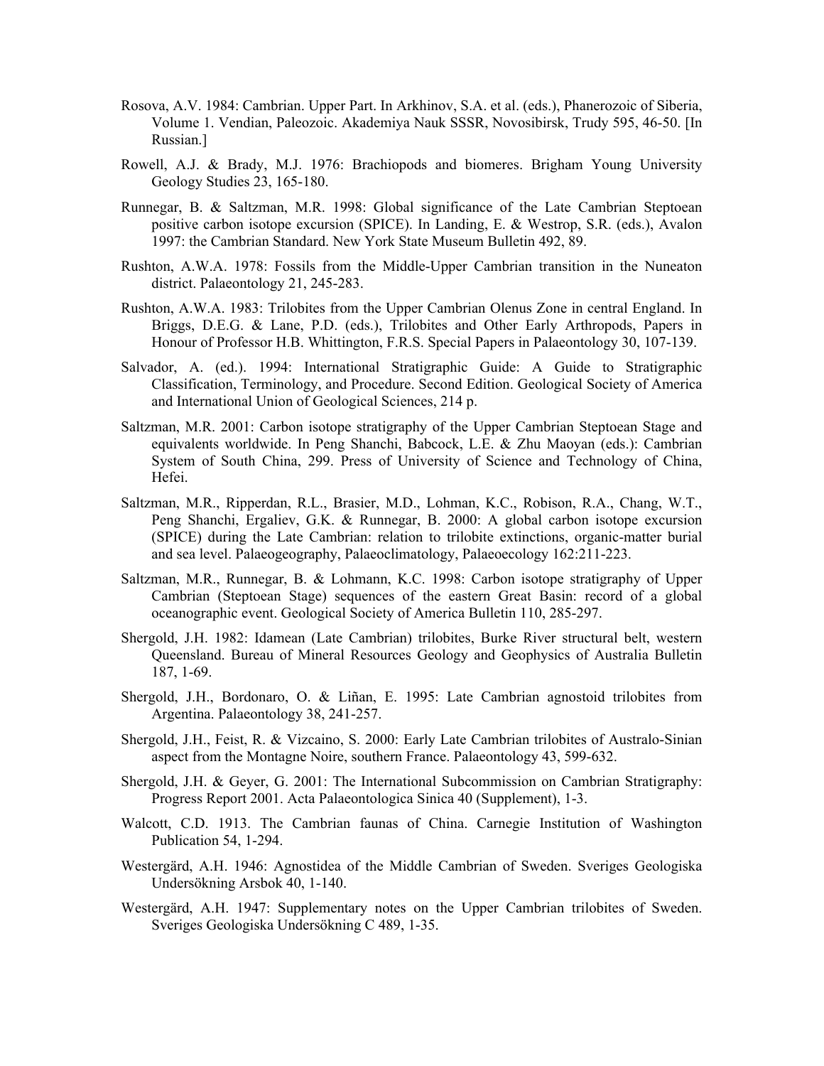Rosova, A.V. 1984: Cambrian. Upper Part. In Arkhinov, S.A. et al. (eds.), Phanerozoic of Siberia, Volume 1. Vendian, Paleozoic. Akademiya Nauk SSSR, Novosibirsk, Trudy 595, 46-50. [In Russian.]

Rowell, A.J. & Brady, M.J. 1976: Brachiopods and biomeres. Brigham Young University Geology Studies 23, 165-180.

Runnegar, B. & Saltzman, M.R. 1998: Global significance of the Late Cambrian Steptoean positive carbon isotope excursion (SPICE). In Landing, E. & Westrop, S.R. (eds.), Avalon 1997: the Cambrian Standard. New York State Museum Bulletin 492, 89.

Rushton, A.W.A. 1978: Fossils from the Middle-Upper Cambrian transition in the Nuneaton district. Palaeontology 21, 245-283.

Rushton, A.W.A. 1983: Trilobites from the Upper Cambrian Olenus Zone in central England. In Briggs, D.E.G. & Lane, P.D. (eds.), Trilobites and Other Early Arthropods, Papers in Honour of Professor H.B. Whittington, F.R.S. Special Papers in Palaeontology 30, 107-139.

Salvador, A. (ed.). 1994: International Stratigraphic Guide: A Guide to Stratigraphic Classification, Terminology, and Procedure. Second Edition. Geological Society of America and International Union of Geological Sciences, 214 p.

Saltzman, M.R. 2001: Carbon isotope stratigraphy of the Upper Cambrian Steptoean Stage and equivalents worldwide. In Peng Shanchi, Babcock, L.E. & Zhu Maoyan (eds.): Cambrian System of South China, 299. Press of University of Science and Technology of China, Hefei.

Saltzman, M.R., Ripperdan, R.L., Brasier, M.D., Lohman, K.C., Robison, R.A., Chang, W.T., Peng Shanchi, Ergaliev, G.K. & Runnegar, B. 2000: A global carbon isotope excursion (SPICE) during the Late Cambrian: relation to trilobite extinctions, organic-matter burial and sea level. Palaeogeography, Palaeoclimatology, Palaeoecology 162:211-223.

Saltzman, M.R., Runnegar, B. & Lohmann, K.C. 1998: Carbon isotope stratigraphy of Upper Cambrian (Steptoean Stage) sequences of the eastern Great Basin: record of a global oceanographic event. Geological Society of America Bulletin 110, 285-297.

Shergold, J.H. 1982: Idamean (Late Cambrian) trilobites, Burke River structural belt, western Queensland. Bureau of Mineral Resources Geology and Geophysics of Australia Bulletin 187, 1-69.

Shergold, J.H., Bordonaro, O. & Liñan, E. 1995: Late Cambrian agnostoid trilobites from Argentina. Palaeontology 38, 241-257.

Shergold, J.H., Feist, R. & Vizcaino, S. 2000: Early Late Cambrian trilobites of Australo-Sinian aspect from the Montagne Noire, southern France. Palaeontology 43, 599-632.

Shergold, J.H. & Geyer, G. 2001: The International Subcommission on Cambrian Stratigraphy: Progress Report 2001. Acta Palaeontologica Sinica 40 (Supplement), 1-3.

Walcott, C.D. 1913. The Cambrian faunas of China. Carnegie Institution of Washington Publication 54, 1-294.

Westergärd, A.H. 1946: Agnostidea of the Middle Cambrian of Sweden. Sveriges Geologiska Undersökning Arsbok 40, 1-140.

Westergärd, A.H. 1947: Supplementary notes on the Upper Cambrian trilobites of Sweden. Sveriges Geologiska Undersökning C 489, 1-35.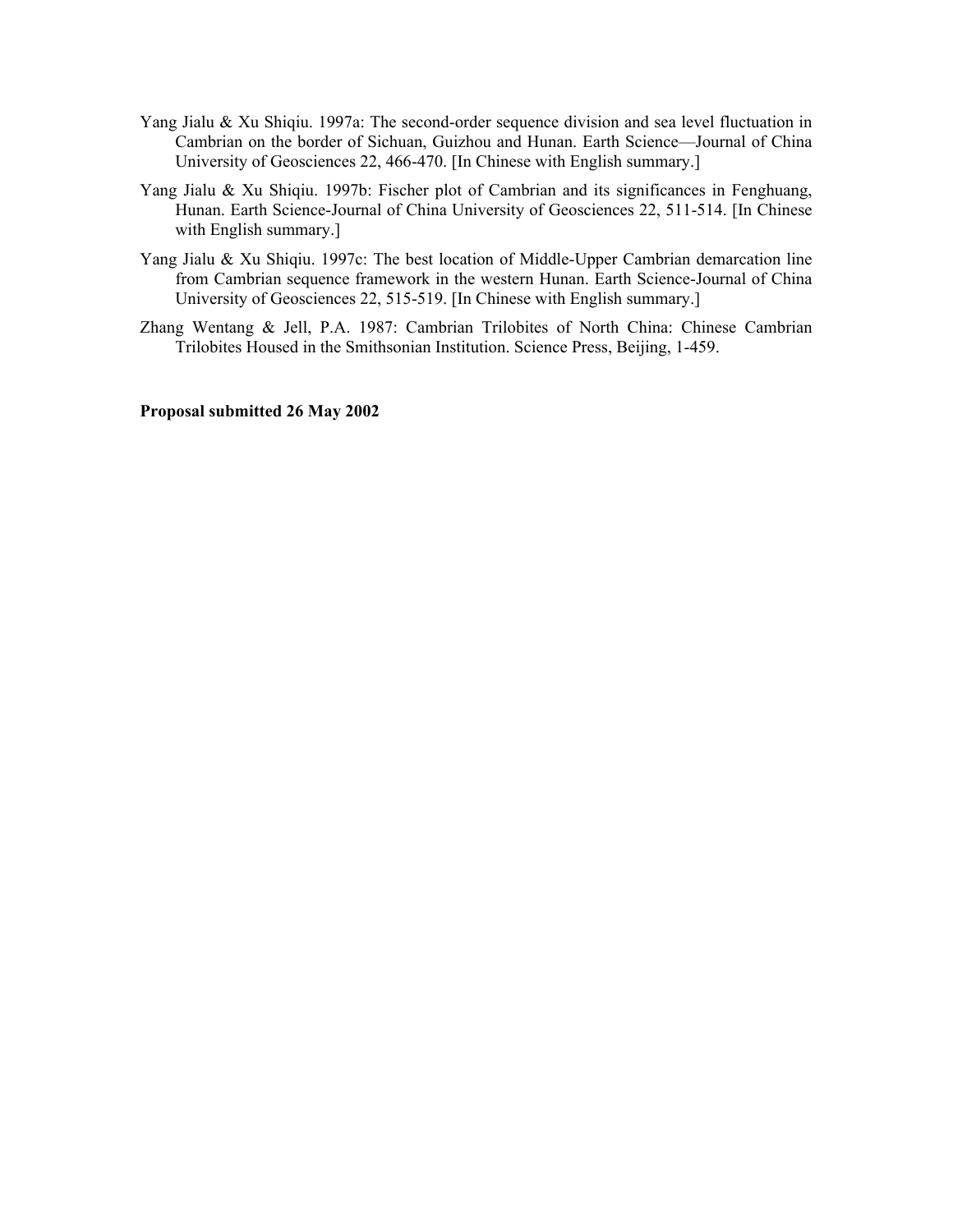Yang Jialu & Xu Shiqiu. 1997a: The second-order sequence division and sea level fluctuation in Cambrian on the border of Sichuan, Guizhou and Hunan. Earth Science—Journal of China University of Geosciences 22, 466-470. [In Chinese with English summary.]

Yang Jialu & Xu Shiqiu. 1997b: Fischer plot of Cambrian and its significances in Fenghuang, Hunan. Earth Science-Journal of China University of Geosciences 22, 511-514. [In Chinese with English summary.]

Yang Jialu & Xu Shiqiu. 1997c: The best location of Middle-Upper Cambrian demarcation line from Cambrian sequence framework in the western Hunan. Earth Science-Journal of China University of Geosciences 22, 515-519. [In Chinese with English summary.]

Zhang Wentang & Jell, P.A. 1987: Cambrian Trilobites of North China: Chinese Cambrian Trilobites Housed in the Smithsonian Institution. Science Press, Beijing, 1-459.

**Proposal submitted 26 May 2002**